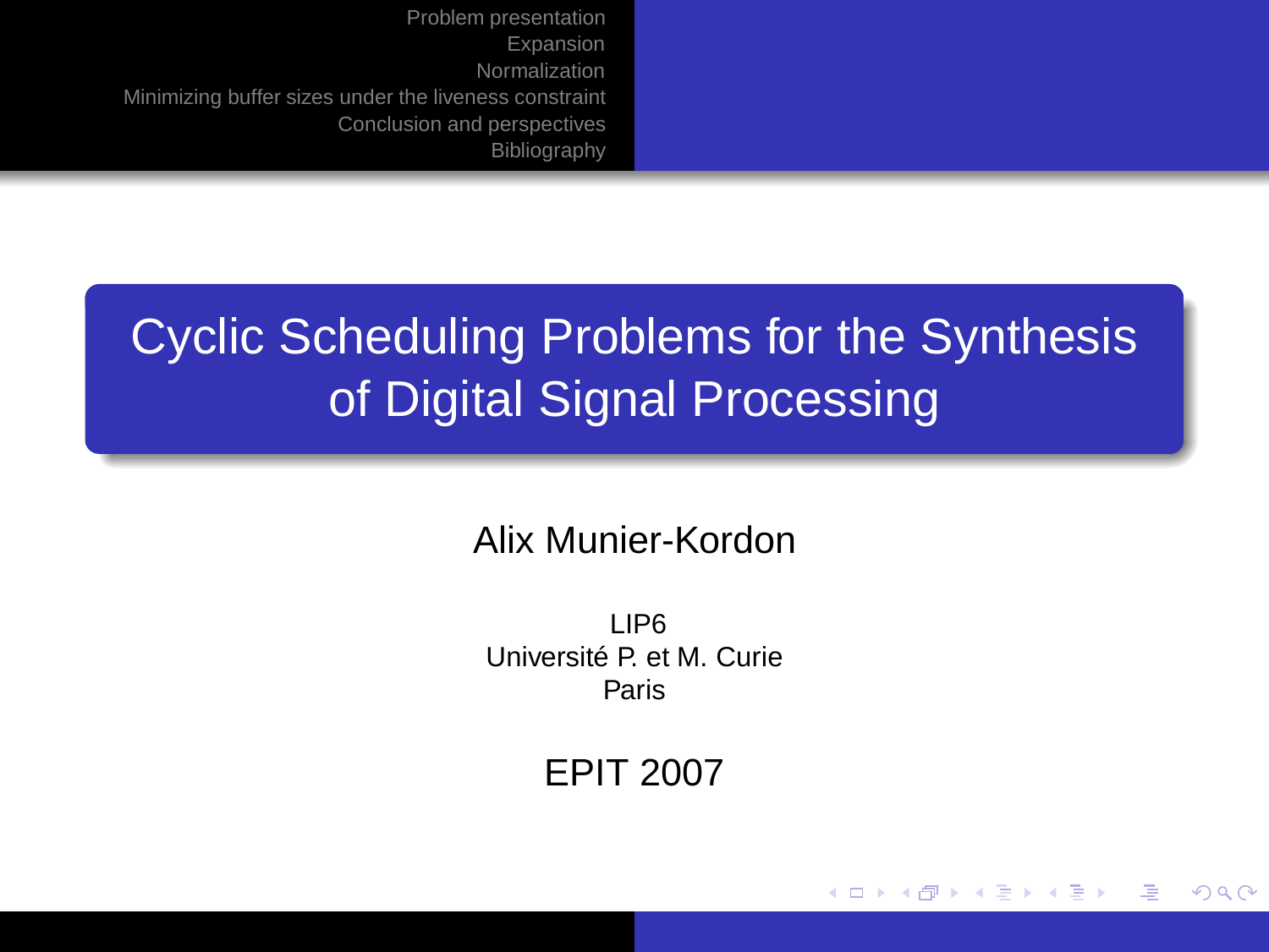# Cyclic Scheduling Problems for the Synthesis of Digital Signal Processing

Alix Munier-Kordon

LIP6
Université P. et M. Curie
Paris

EPIT 2007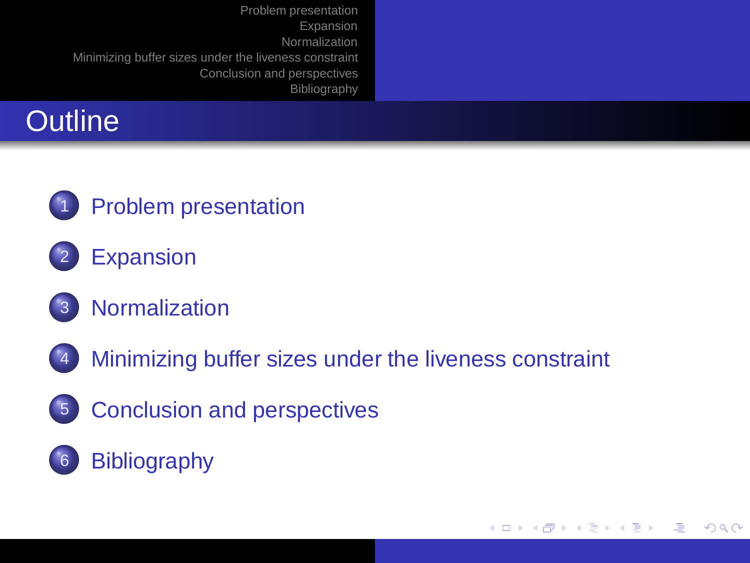# Outline

1. Problem presentation
2. Expansion
3. Normalization
4. Minimizing buffer sizes under the liveness constraint
5. Conclusion and perspectives
6. Bibliography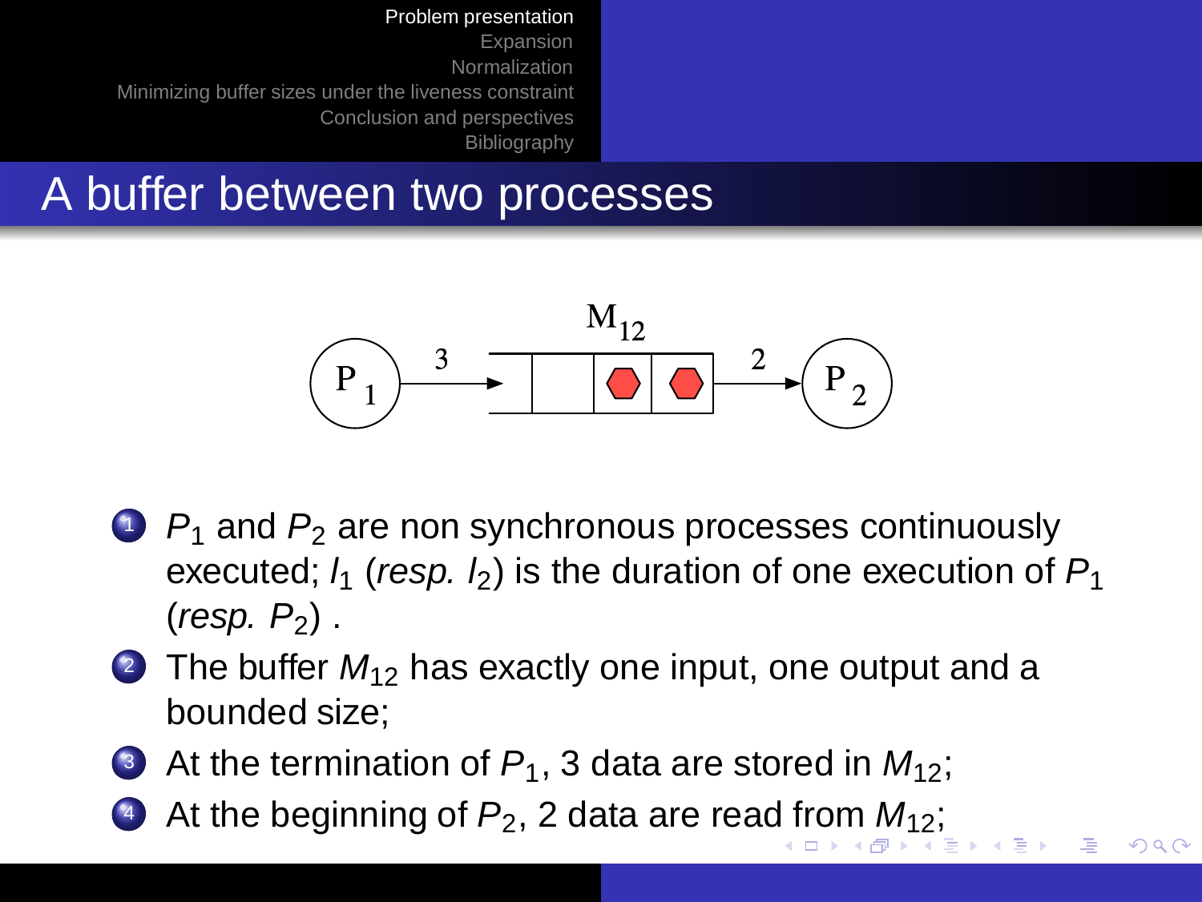# A buffer between two processes

1. $P_1$ and $P_2$ are non synchronous processes continuously executed; $l_1$ (*resp.* $l_2$) is the duration of one execution of $P_1$ (*resp.* $P_2$) .
2. The buffer $M_{12}$ has exactly one input, one output and a bounded size;
3. At the termination of $P_1$, 3 data are stored in $M_{12}$;
4. At the beginning of $P_2$, 2 data are read from $M_{12}$;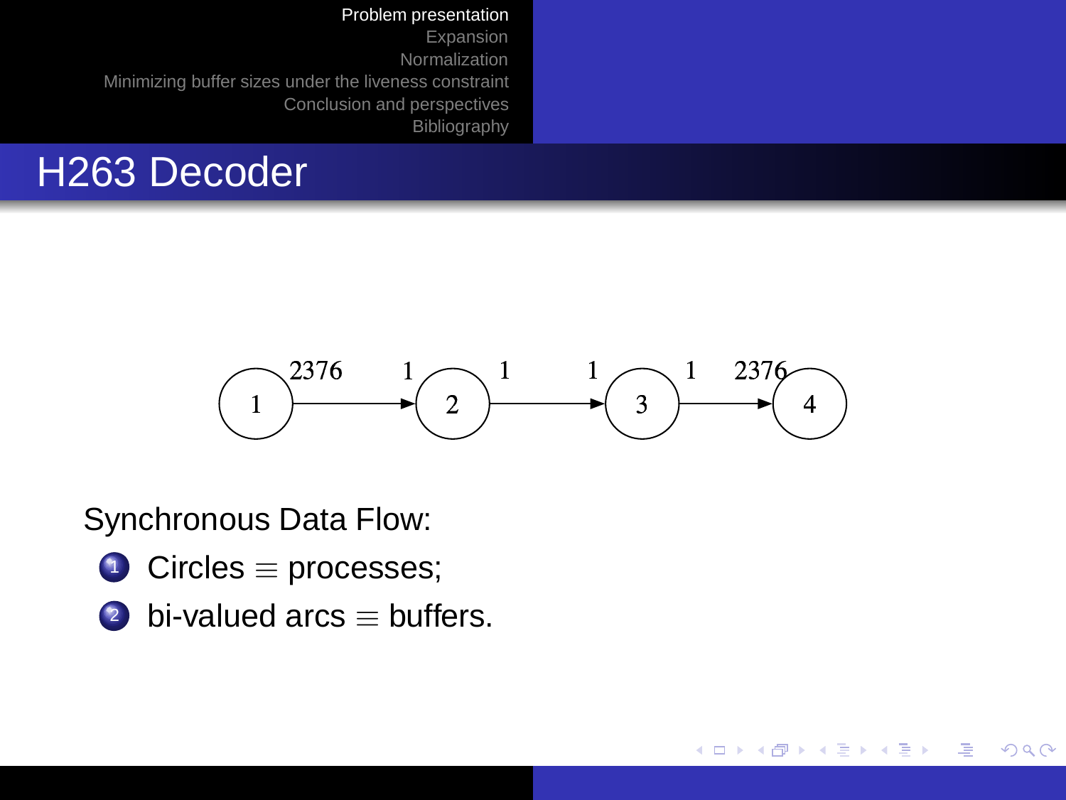# H263 Decoder

Synchronous Data Flow:

1. Circles $\equiv$ processes;
2. bi-valued arcs $\equiv$ buffers.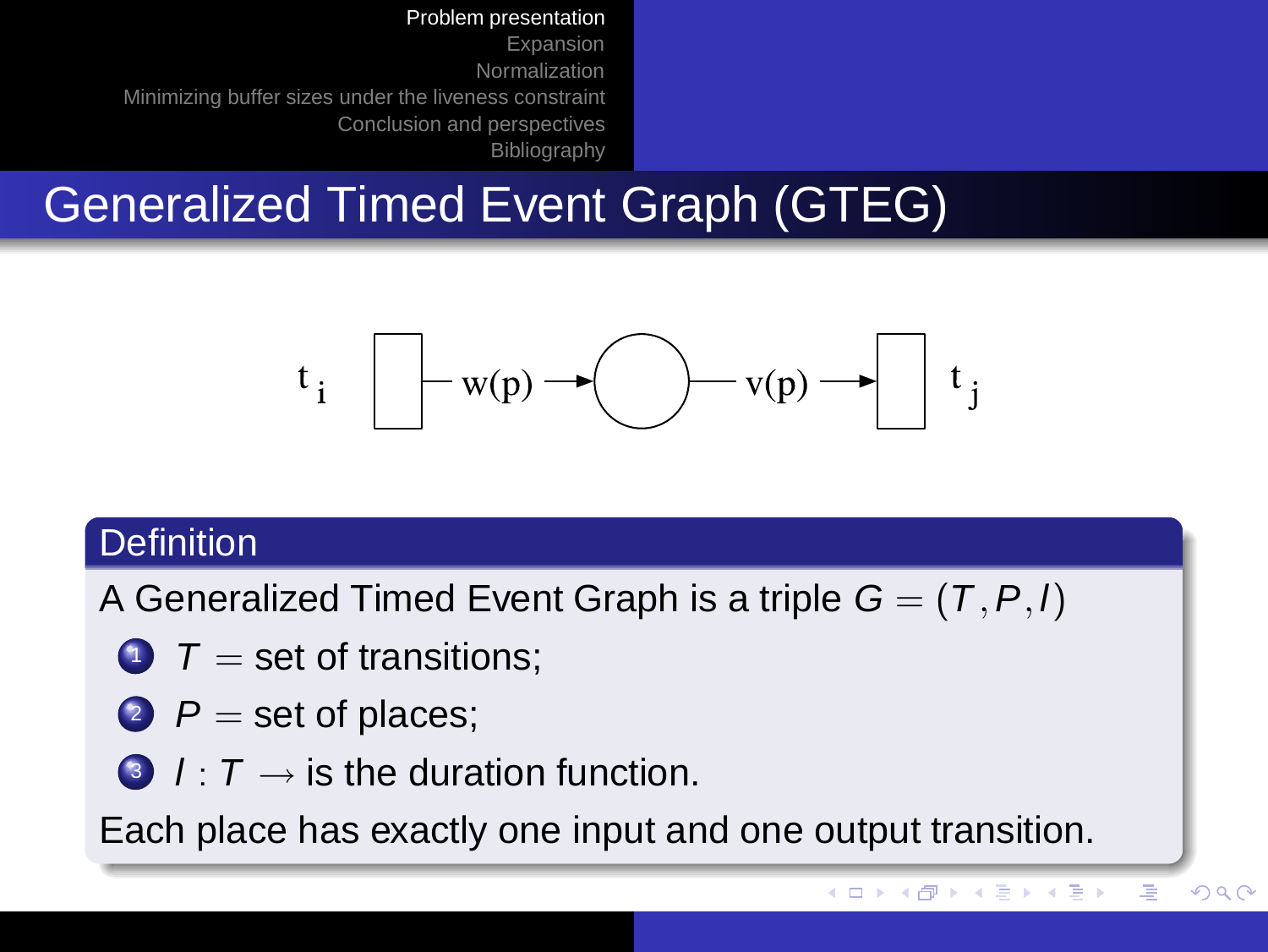# Generalized Timed Event Graph (GTEG)

$t_i$ — $w(p)$ → ○ — $v(p)$ → $t_j$

## Definition

A Generalized Timed Event Graph is a triple $G = (T, P, l)$

1. $T =$ set of transitions;
2. $P =$ set of places;
3. $l : T \rightarrow$ is the duration function.

Each place has exactly one input and one output transition.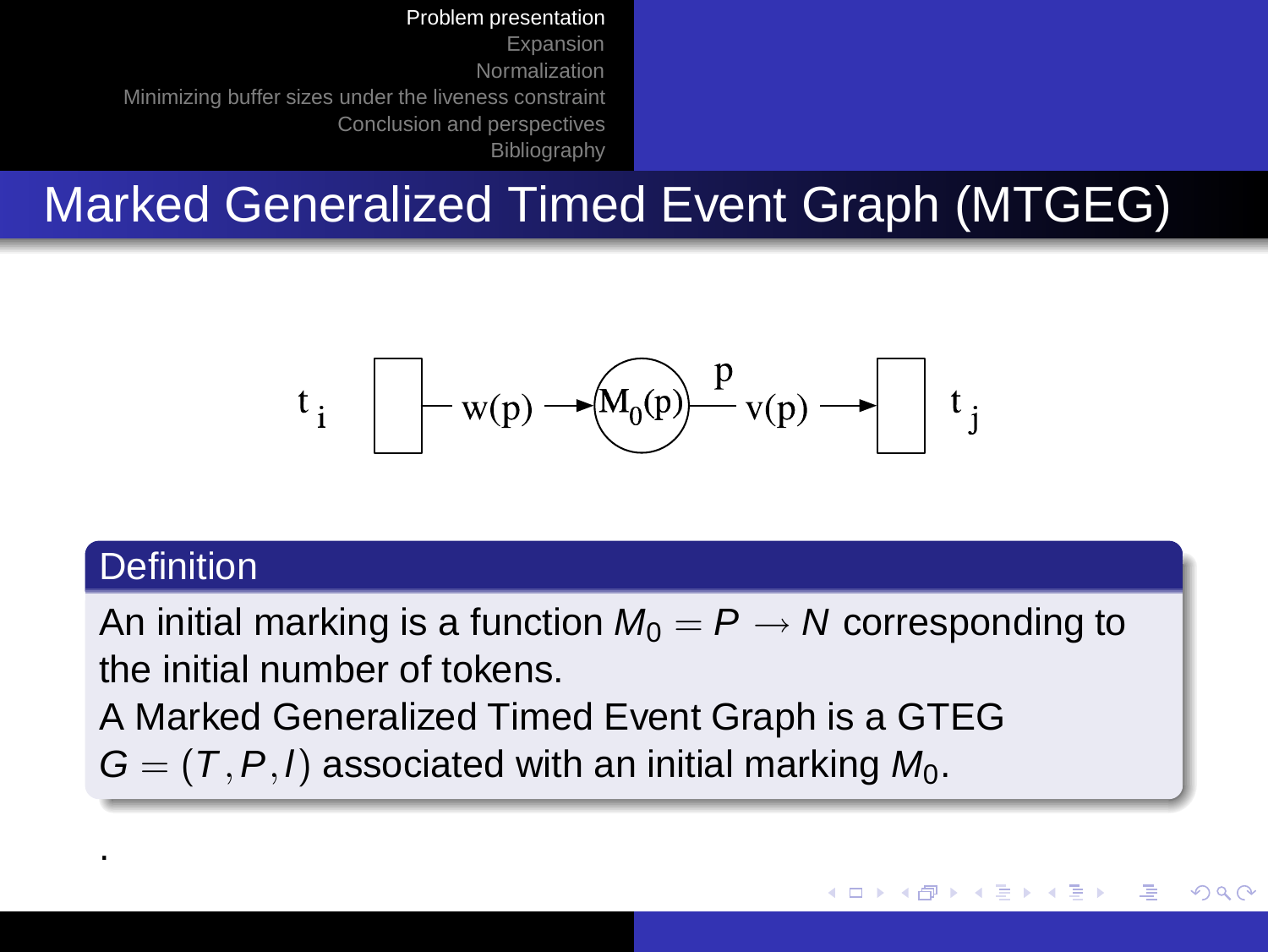# Marked Generalized Timed Event Graph (MTGEG)

$t_i$ — $w(p)$ → $M_0(p)$ $p$ — $v(p)$ → $t_j$

**Definition**

An initial marking is a function $M_0 = P \rightarrow N$ corresponding to the initial number of tokens.
A Marked Generalized Timed Event Graph is a GTEG $G = (T, P, l)$ associated with an initial marking $M_0$.

.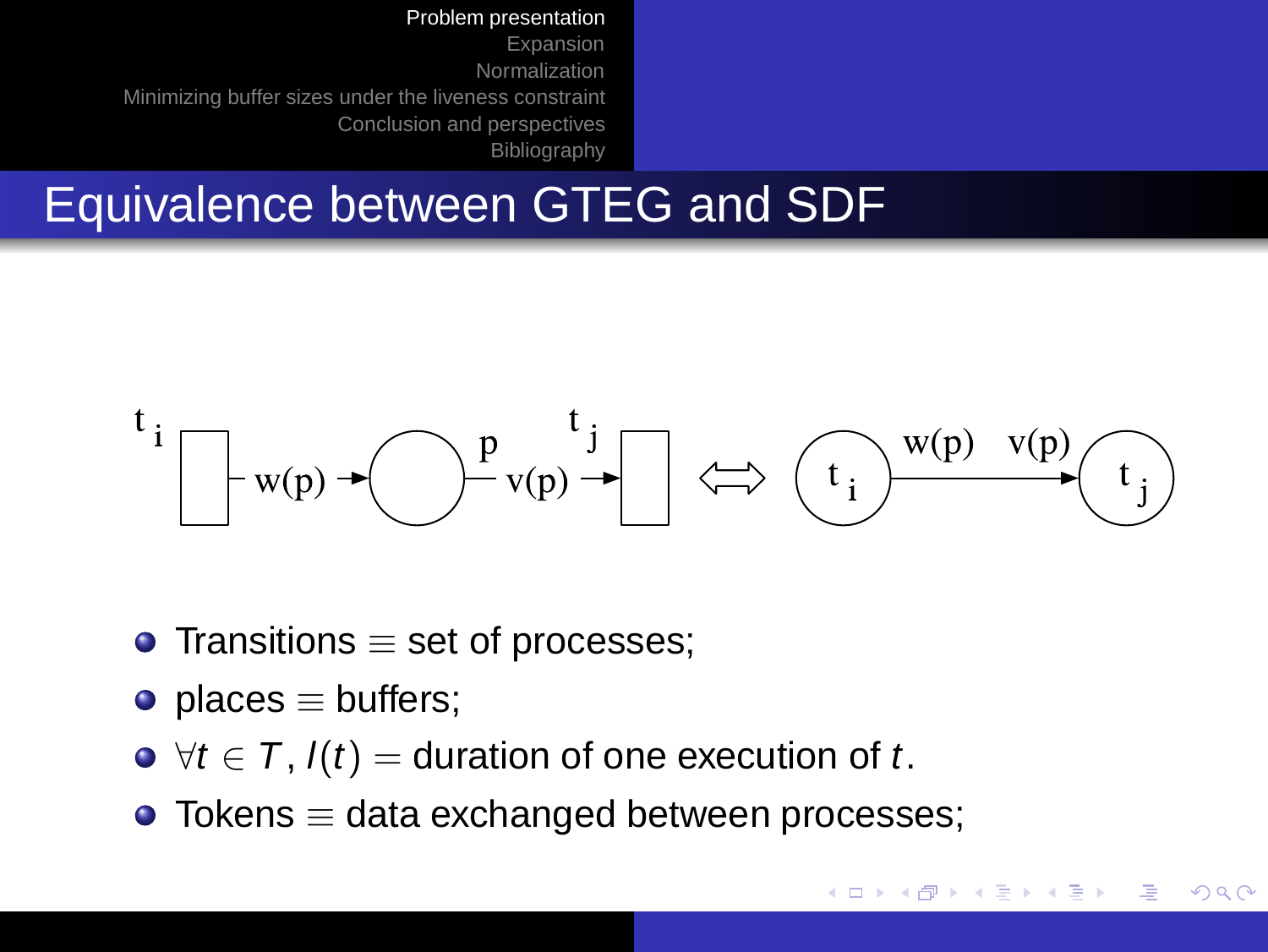# Equivalence between GTEG and SDF

- Transitions $\equiv$ set of processes;
- places $\equiv$ buffers;
- $\forall t \in T, l(t) =$ duration of one execution of $t$.
- Tokens $\equiv$ data exchanged between processes;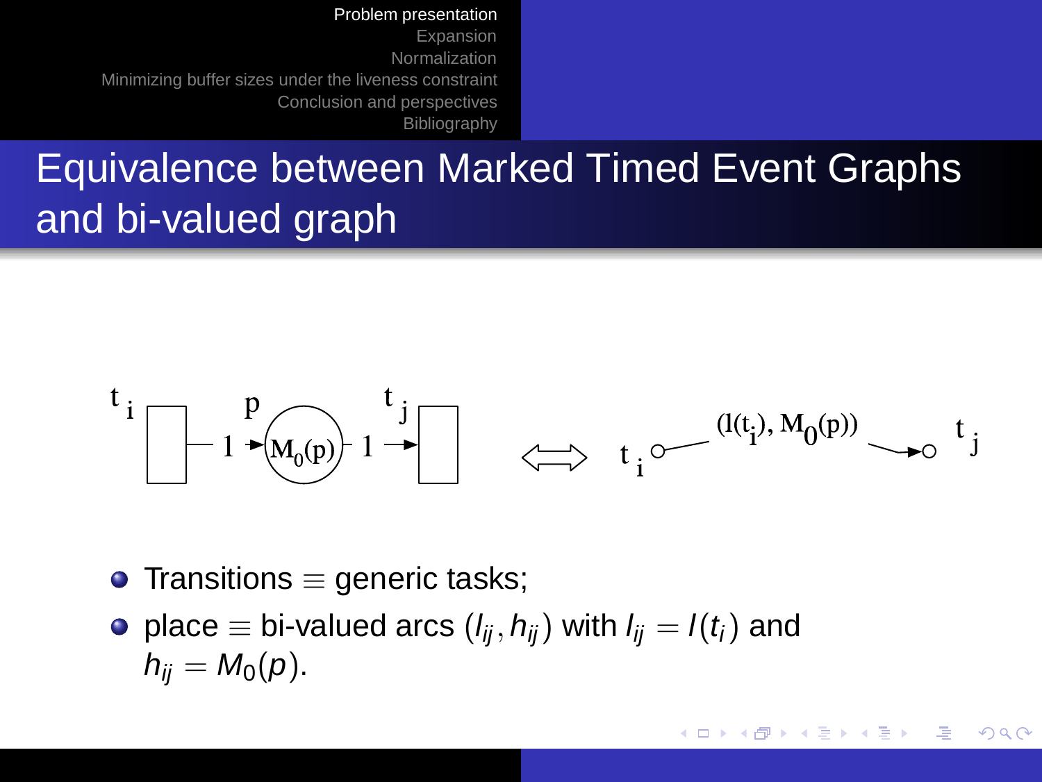# Equivalence between Marked Timed Event Graphs and bi-valued graph

- Transitions $\equiv$ generic tasks;
- place $\equiv$ bi-valued arcs $(l_{ij}, h_{ij})$ with $l_{ij} = l(t_i)$ and $h_{ij} = M_0(p)$.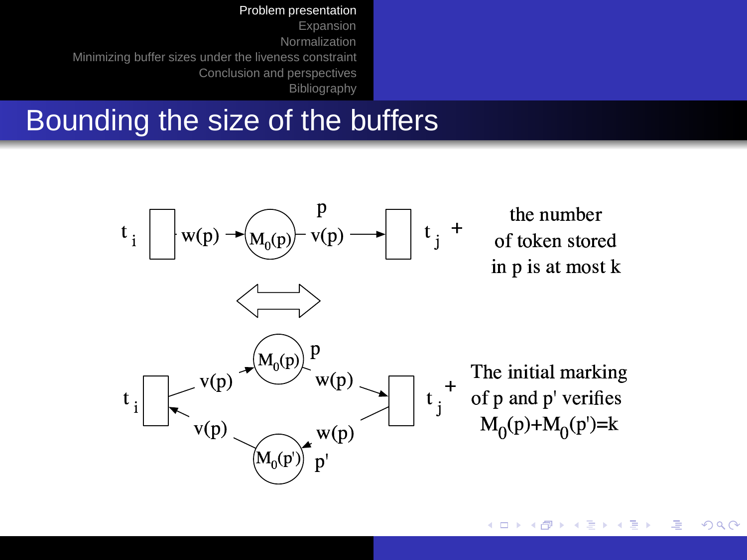# Bounding the size of the buffers

$t_i$ → $w(p)$ → $M_0(p)$ (place $p$) → $v(p)$ → $t_j$ + the number of token stored in p is at most k

⇔

$t_i$ → $v(p)$ → $M_0(p)$ (place $p$) → $w(p)$ → $t_j$, and $t_j$ → $w(p)$ → $M_0(p')$ (place $p'$) → $v(p)$ → $t_i$ + The initial marking of p and p' verifies $M_0(p)+M_0(p')=k$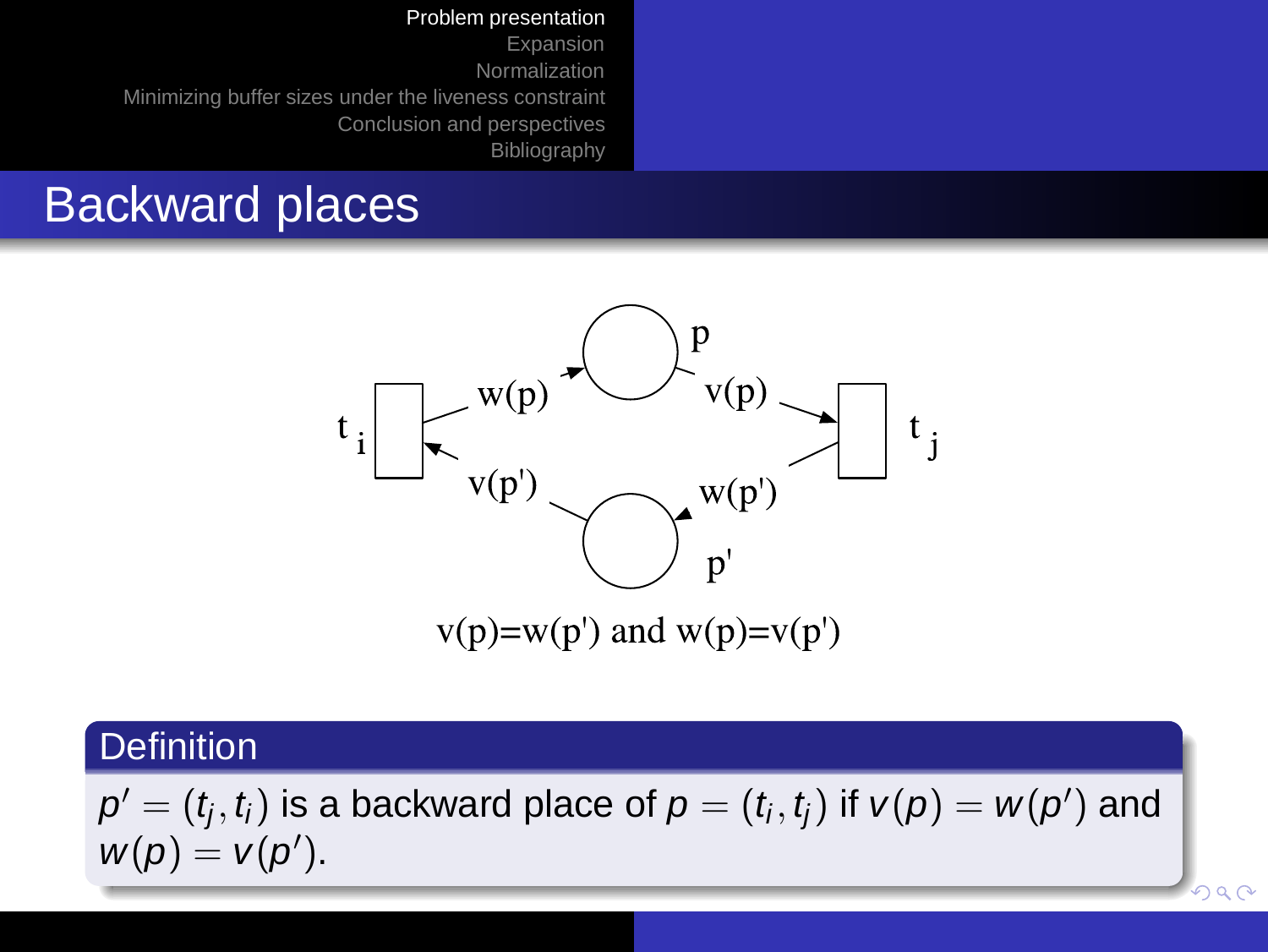# Backward places

$v(p)=w(p')$ and $w(p)=v(p')$

**Definition**

$p' = (t_j, t_i)$ is a backward place of $p = (t_i, t_j)$ if $v(p) = w(p')$ and $w(p) = v(p')$.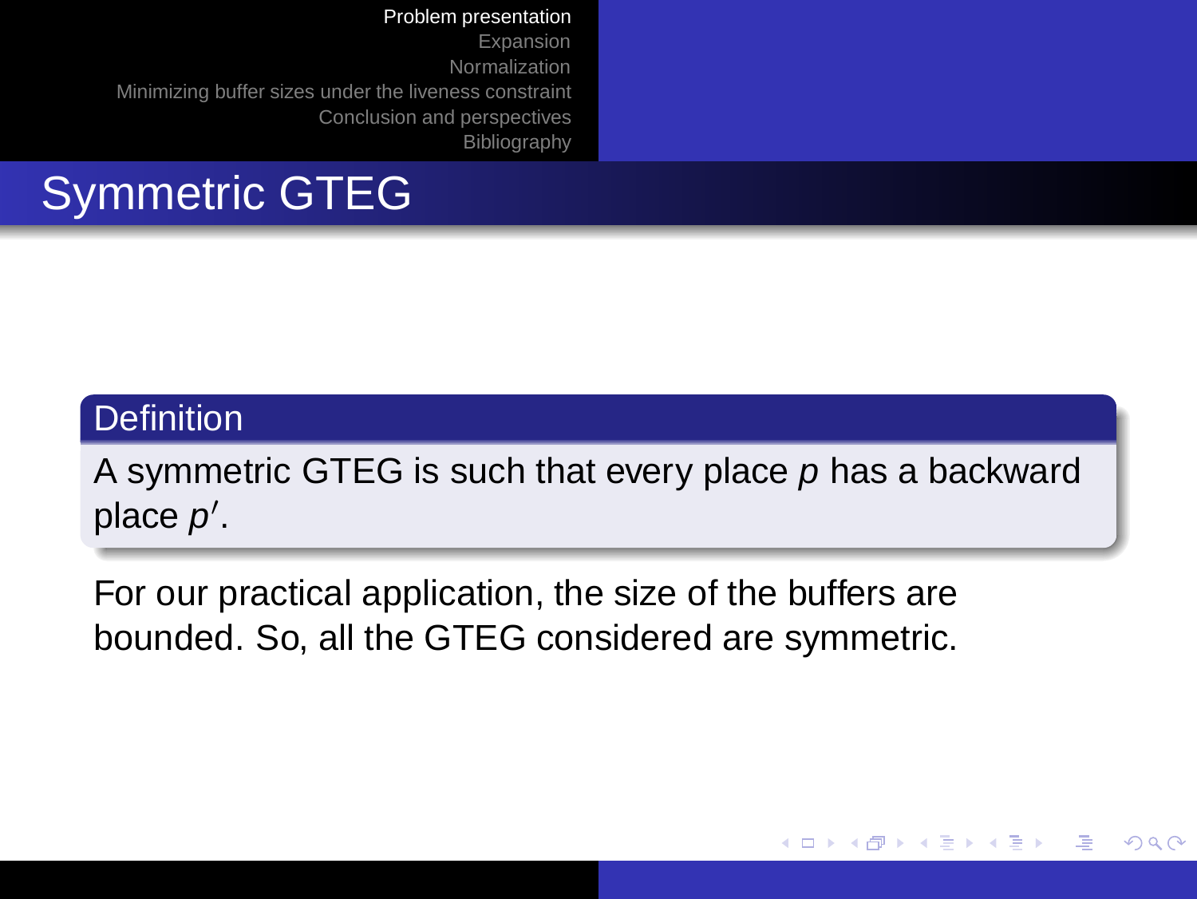# Symmetric GTEG

**Definition**

A symmetric GTEG is such that every place $p$ has a backward place $p'$.

For our practical application, the size of the buffers are bounded. So, all the GTEG considered are symmetric.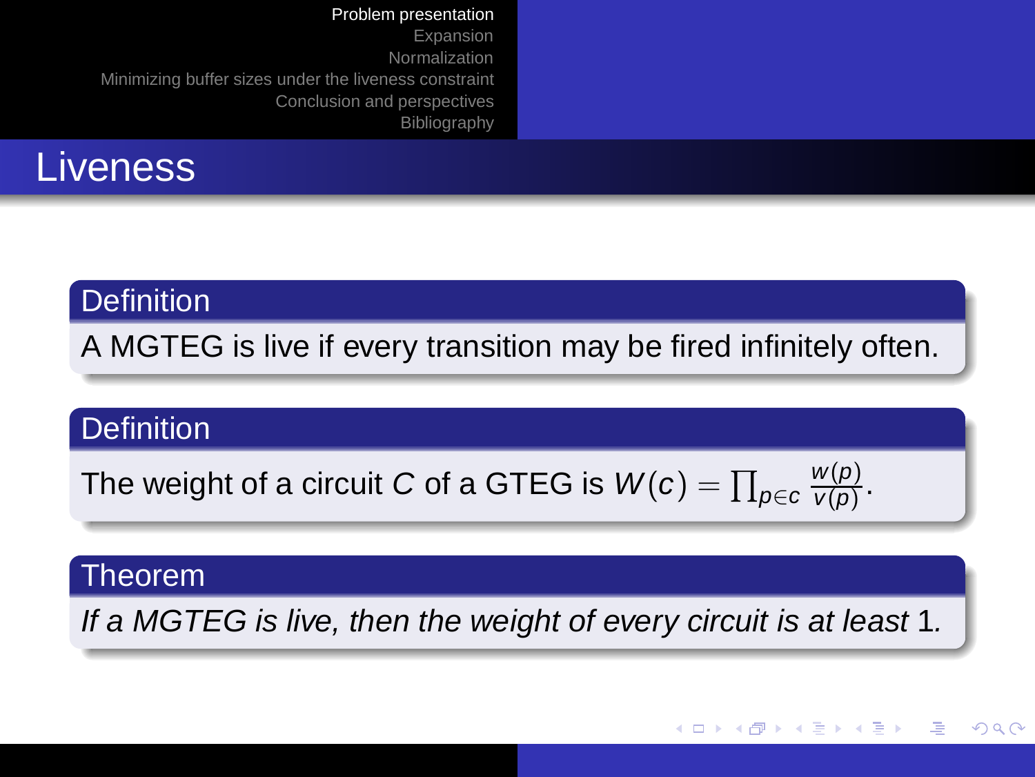# Liveness

**Definition**

A MGTEG is live if every transition may be fired infinitely often.

**Definition**

The weight of a circuit $C$ of a GTEG is $W(c) = \prod_{p \in c} \frac{w(p)}{v(p)}$.

**Theorem**

*If a MGTEG is live, then the weight of every circuit is at least* $1$.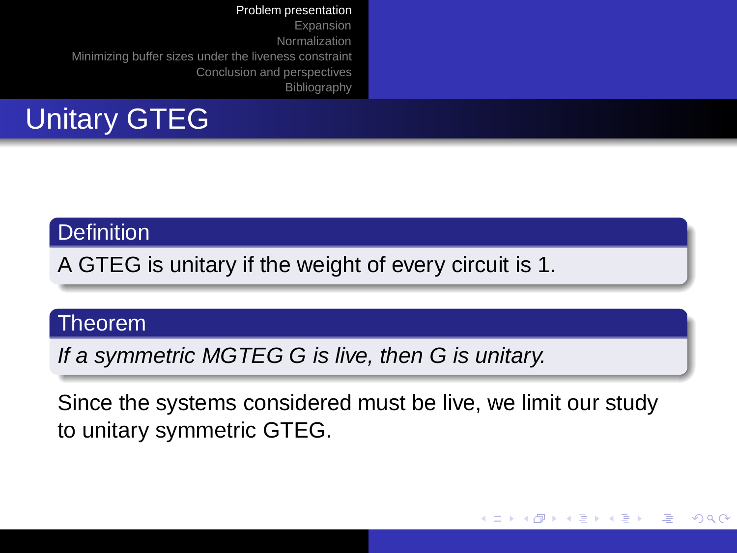# Unitary GTEG

**Definition**

A GTEG is unitary if the weight of every circuit is 1.

**Theorem**

*If a symmetric MGTEG G is live, then G is unitary.*

Since the systems considered must be live, we limit our study to unitary symmetric GTEG.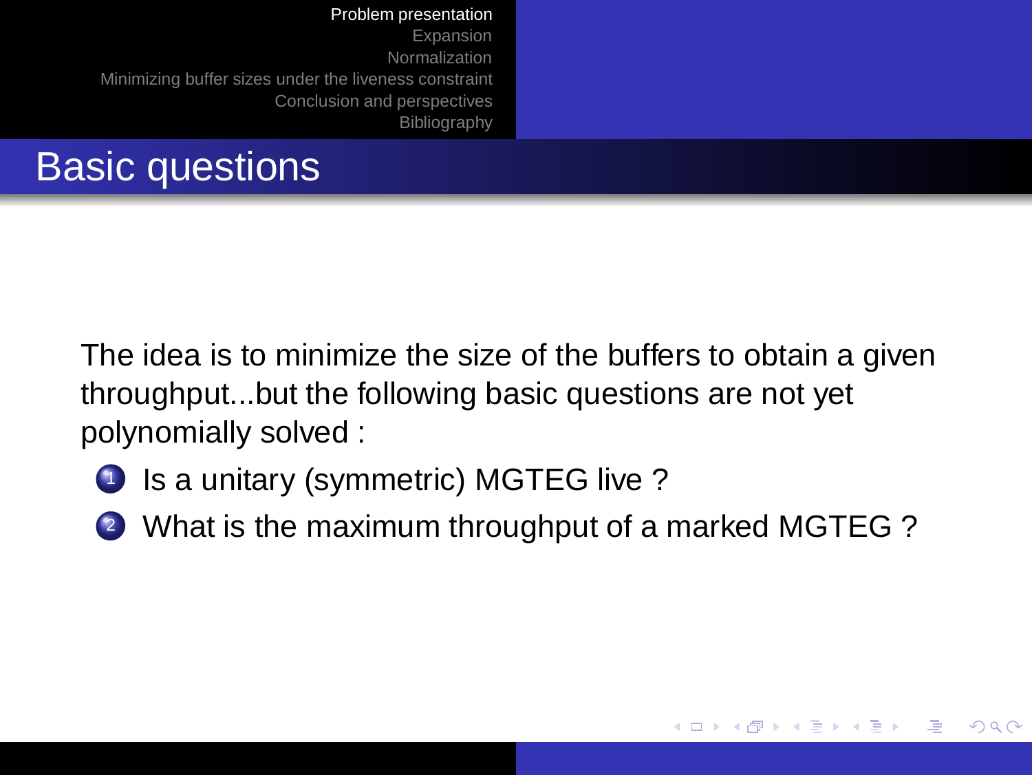# Basic questions

The idea is to minimize the size of the buffers to obtain a given throughput...but the following basic questions are not yet polynomially solved :

1. Is a unitary (symmetric) MGTEG live ?
2. What is the maximum throughput of a marked MGTEG ?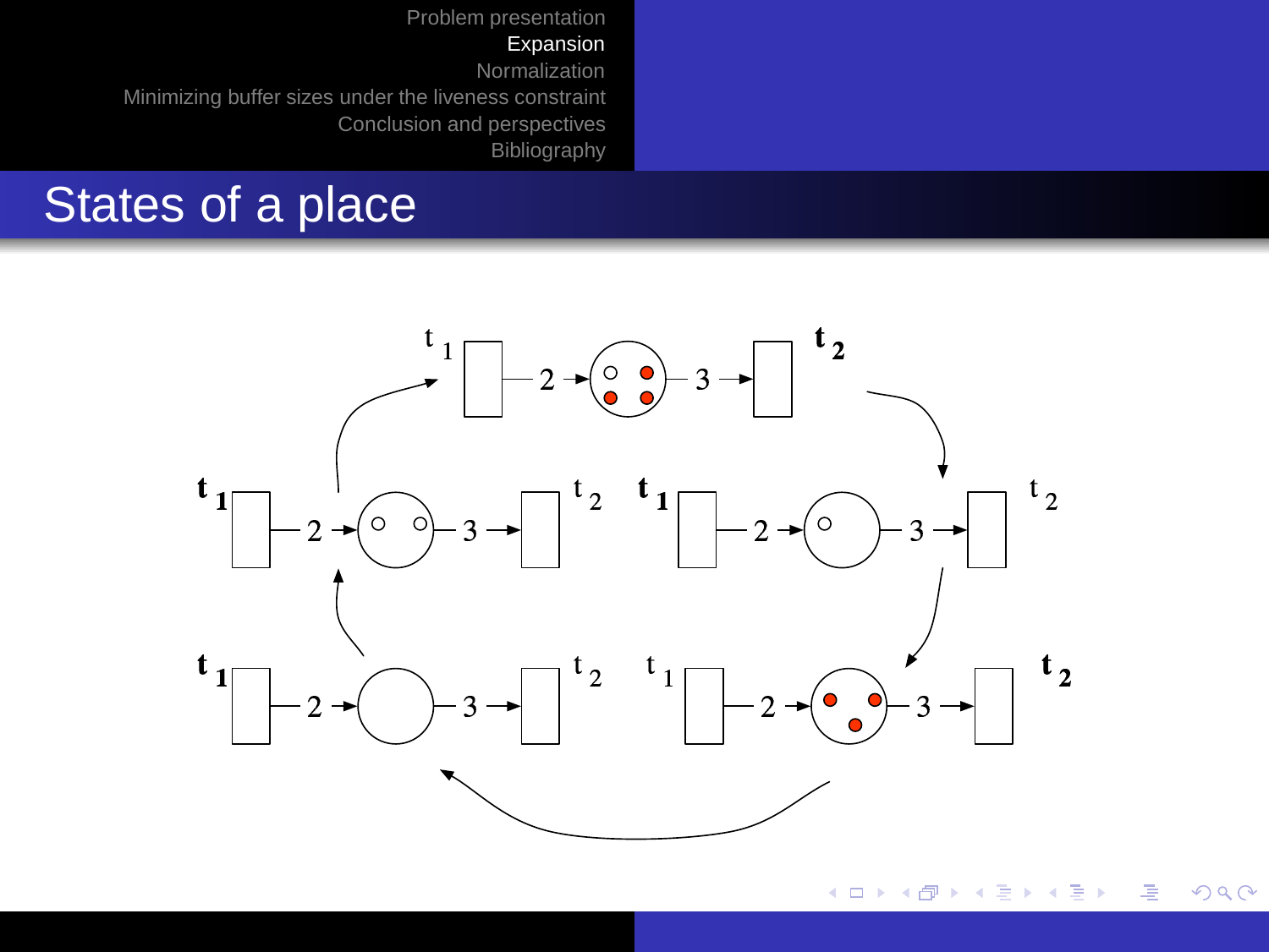# States of a place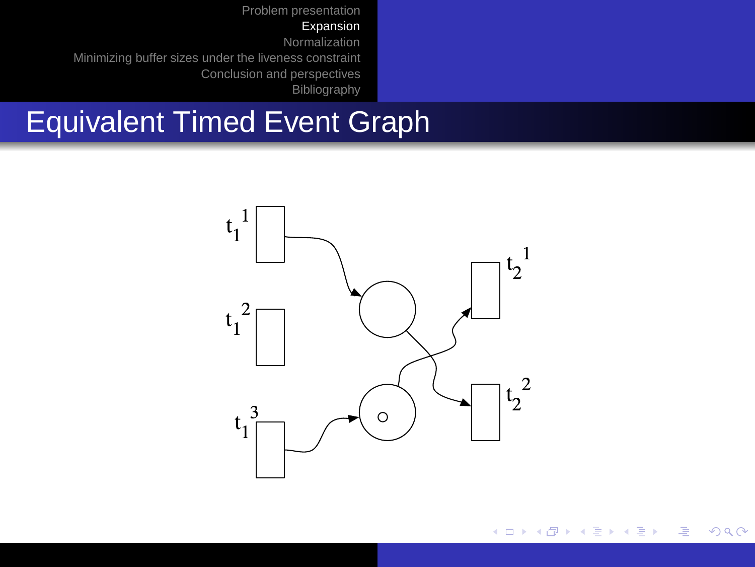# Equivalent Timed Event Graph

$t_1^1$

$t_1^2$

$t_1^3$

$t_2^1$

$t_2^2$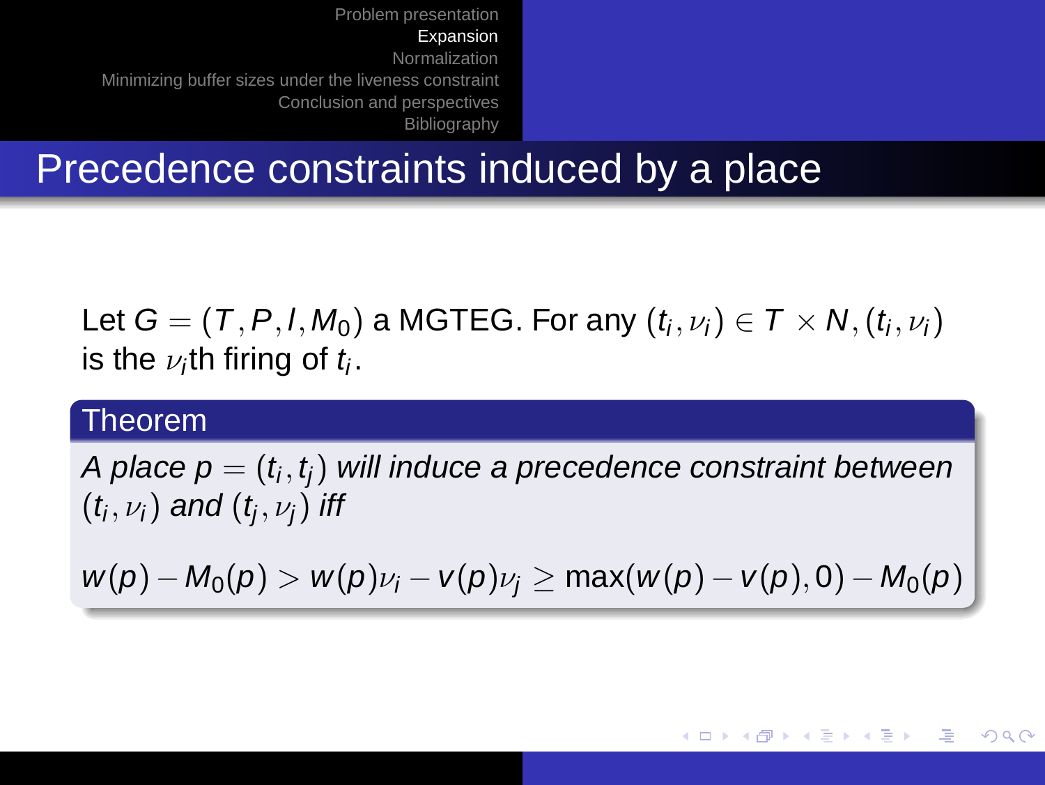# Precedence constraints induced by a place

Let $G = (T, P, I, M_0)$ a MGTEG. For any $(t_i, \nu_i) \in T \times N$, $(t_i, \nu_i)$ is the $\nu_i$th firing of $t_i$.

**Theorem**

*A place $p = (t_i, t_j)$ will induce a precedence constraint between $(t_i, \nu_i)$ and $(t_j, \nu_j)$ iff*

$$w(p) - M_0(p) > w(p)\nu_i - v(p)\nu_j \geq \max(w(p) - v(p), 0) - M_0(p)$$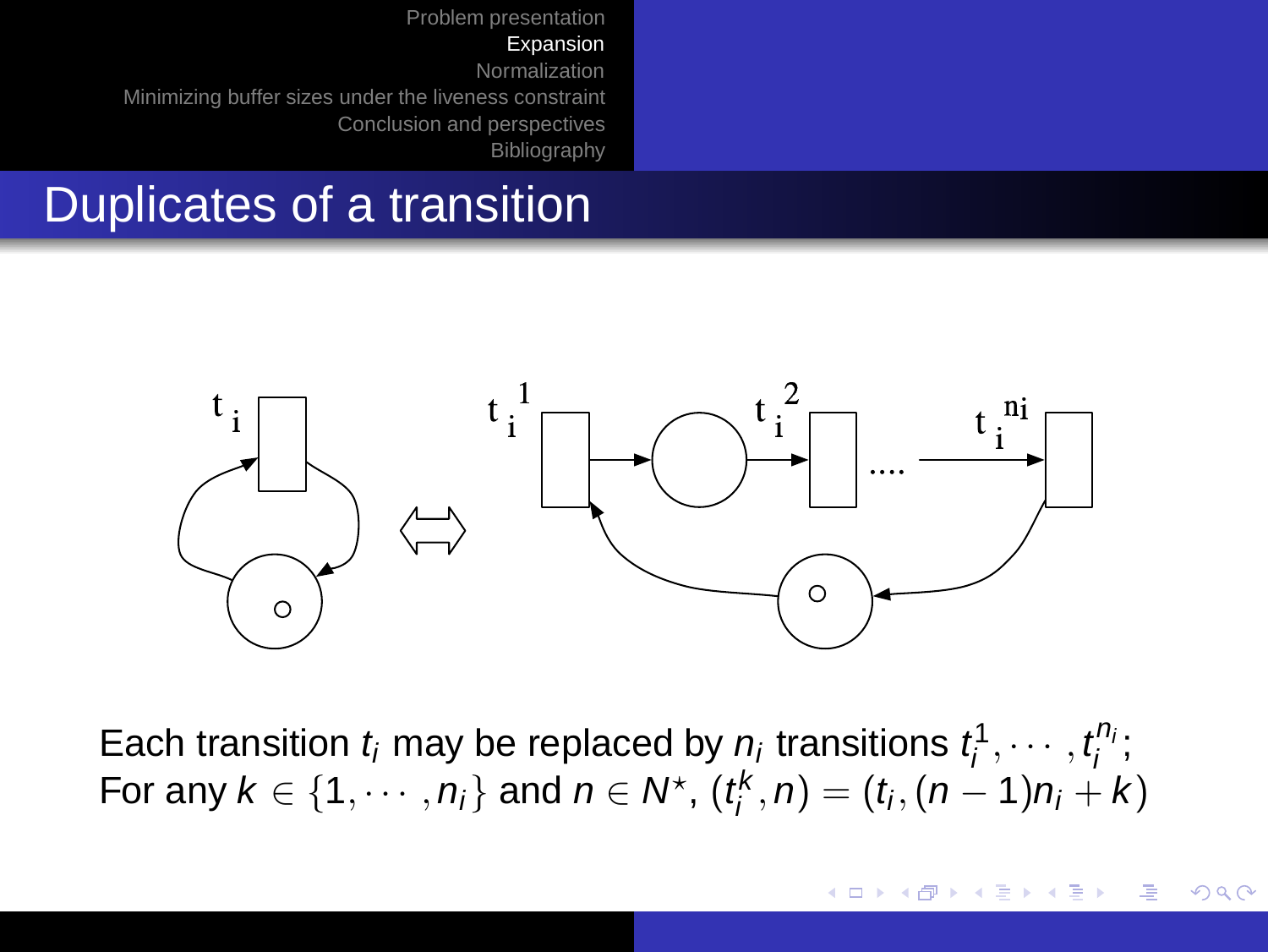# Duplicates of a transition

Each transition $t_i$ may be replaced by $n_i$ transitions $t_i^1, \cdots, t_i^{n_i}$;
For any $k \in \{1, \cdots, n_i\}$ and $n \in N^\star$, $(t_i^k, n) = (t_i, (n-1)n_i + k)$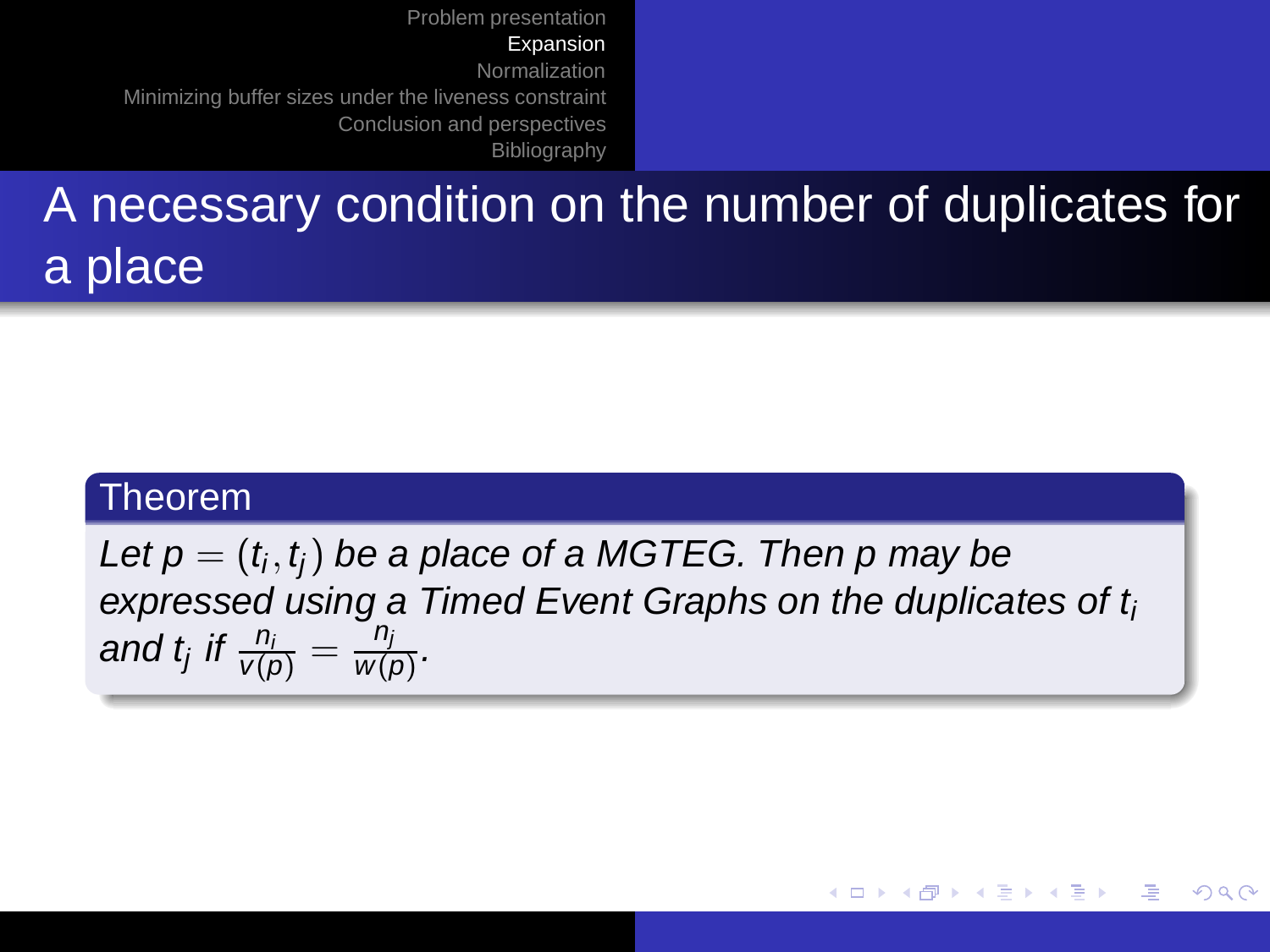# A necessary condition on the number of duplicates for a place

**Theorem**

*Let $p = (t_i, t_j)$ be a place of a MGTEG. Then $p$ may be expressed using a Timed Event Graphs on the duplicates of $t_i$ and $t_j$ if $\frac{n_i}{v(p)} = \frac{n_j}{w(p)}$.*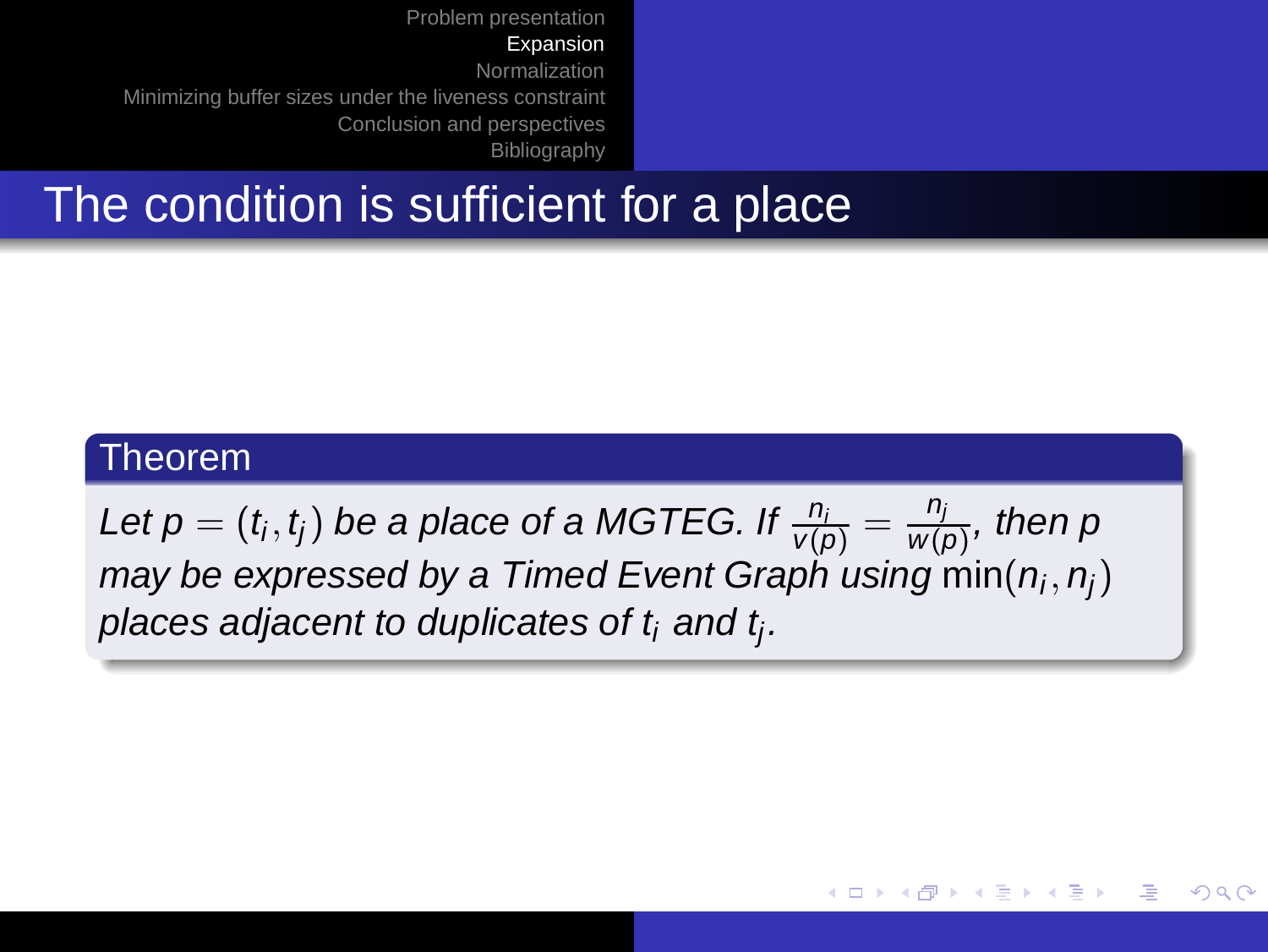## The condition is sufficient for a place

**Theorem**

*Let $p = (t_i, t_j)$ be a place of a MGTEG. If $\frac{n_i}{v(p)} = \frac{n_j}{w(p)}$, then $p$ may be expressed by a Timed Event Graph using $\min(n_i, n_j)$ places adjacent to duplicates of $t_i$ and $t_j$.*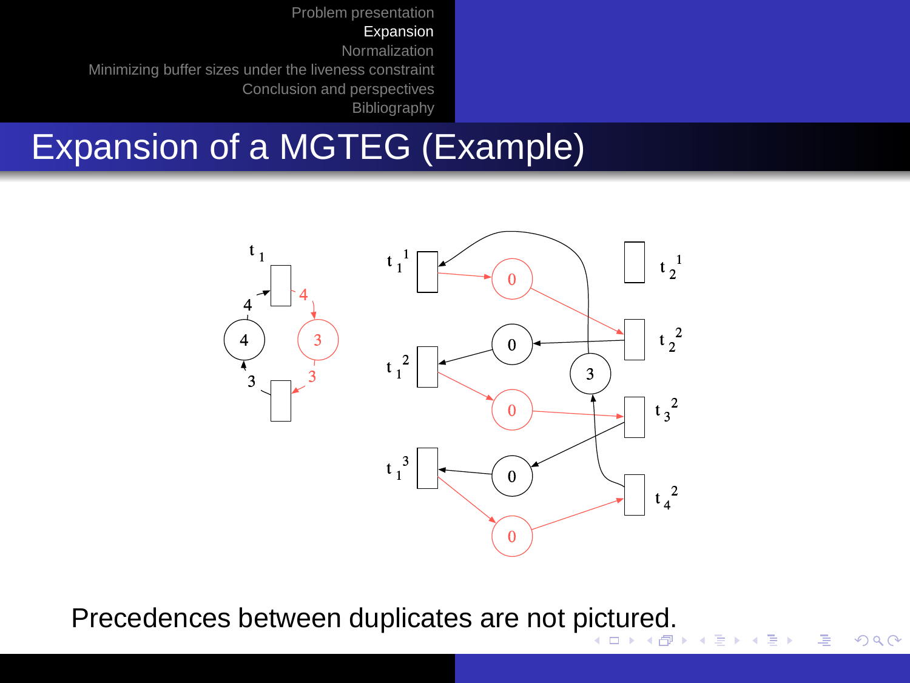# Expansion of a MGTEG (Example)

Precedences between duplicates are not pictured.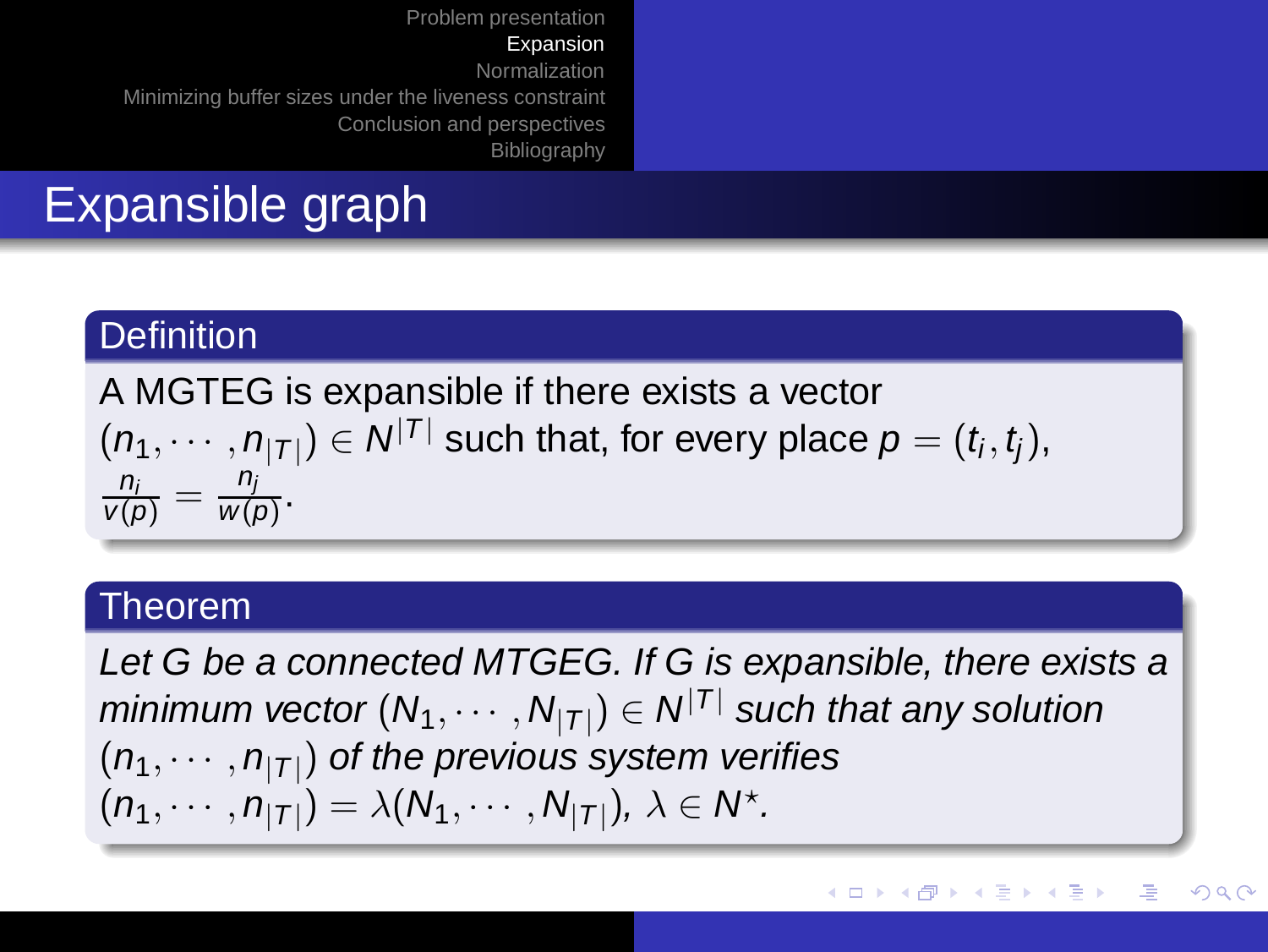# Expansible graph

**Definition**

A MGTEG is expansible if there exists a vector $(n_1, \cdots, n_{|T|}) \in N^{|T|}$ such that, for every place $p = (t_i, t_j)$, $\frac{n_i}{v(p)} = \frac{n_j}{w(p)}$.

**Theorem**

*Let G be a connected MTGEG. If G is expansible, there exists a minimum vector* $(N_1, \cdots, N_{|T|}) \in N^{|T|}$ *such that any solution* $(n_1, \cdots, n_{|T|})$ *of the previous system verifies* $(n_1, \cdots, n_{|T|}) = \lambda(N_1, \cdots, N_{|T|})$, $\lambda \in N^{\star}$.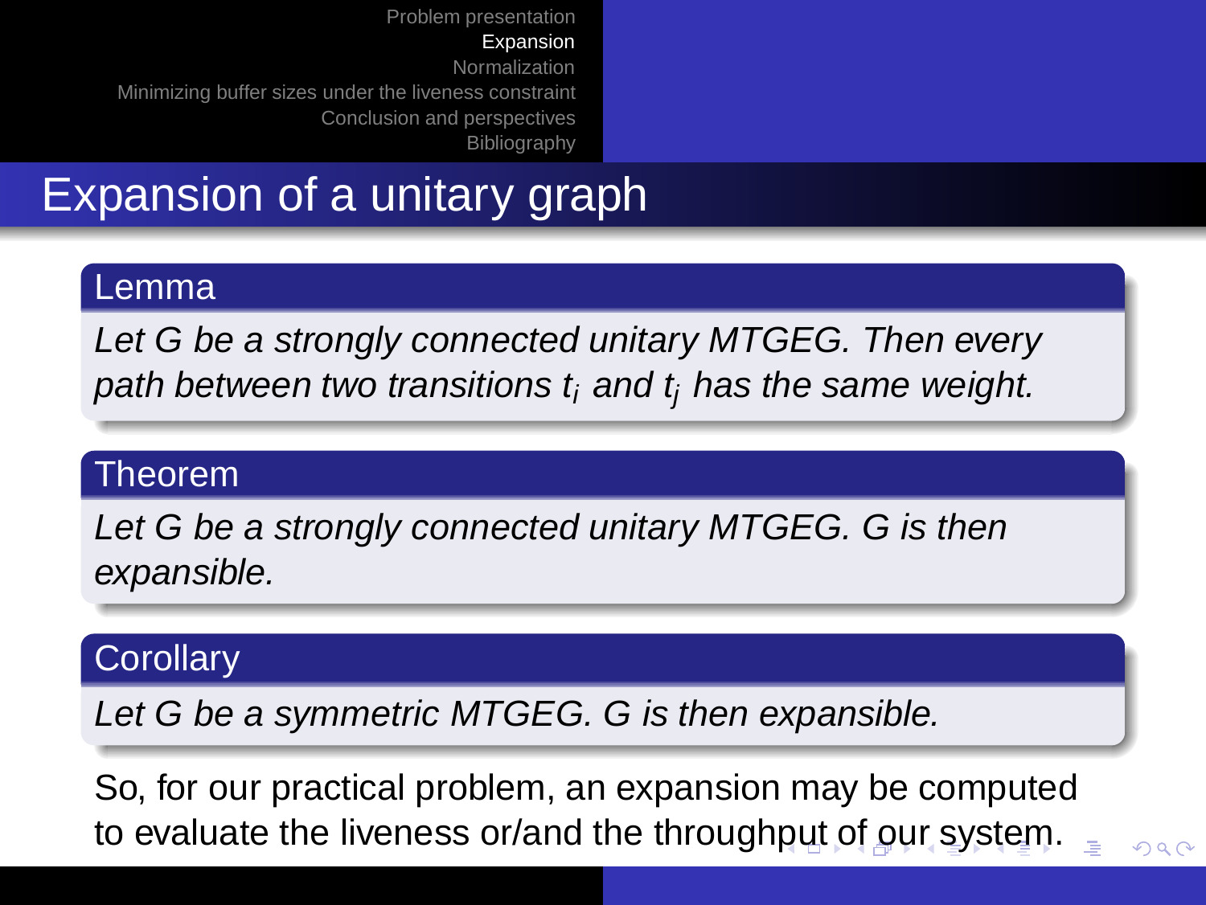# Expansion of a unitary graph

**Lemma**

*Let G be a strongly connected unitary MTGEG. Then every path between two transitions $t_i$ and $t_j$ has the same weight.*

**Theorem**

*Let G be a strongly connected unitary MTGEG. G is then expansible.*

**Corollary**

*Let G be a symmetric MTGEG. G is then expansible.*

So, for our practical problem, an expansion may be computed to evaluate the liveness or/and the throughput of our system.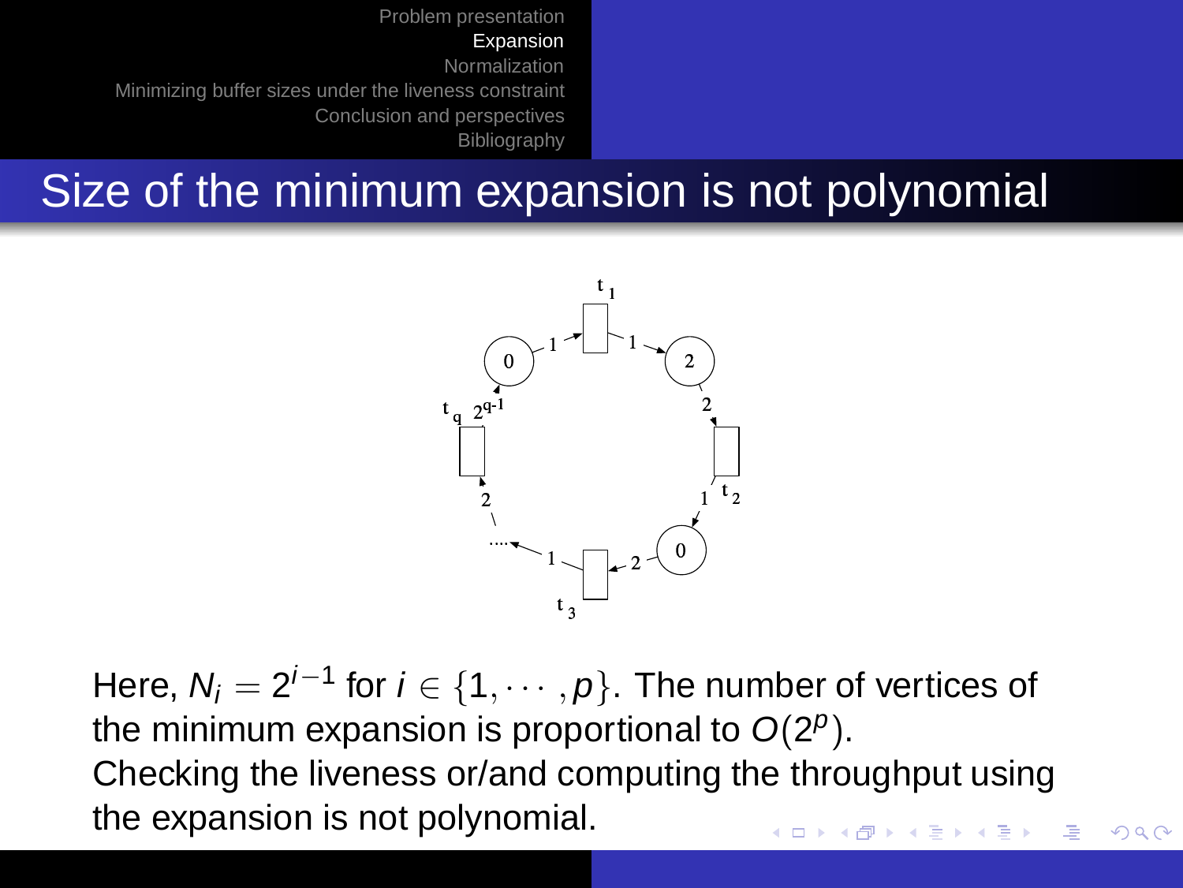## Size of the minimum expansion is not polynomial

Here, $N_i = 2^{i-1}$ for $i \in \{1, \cdots, p\}$. The number of vertices of the minimum expansion is proportional to $O(2^p)$.
Checking the liveness or/and computing the throughput using the expansion is not polynomial.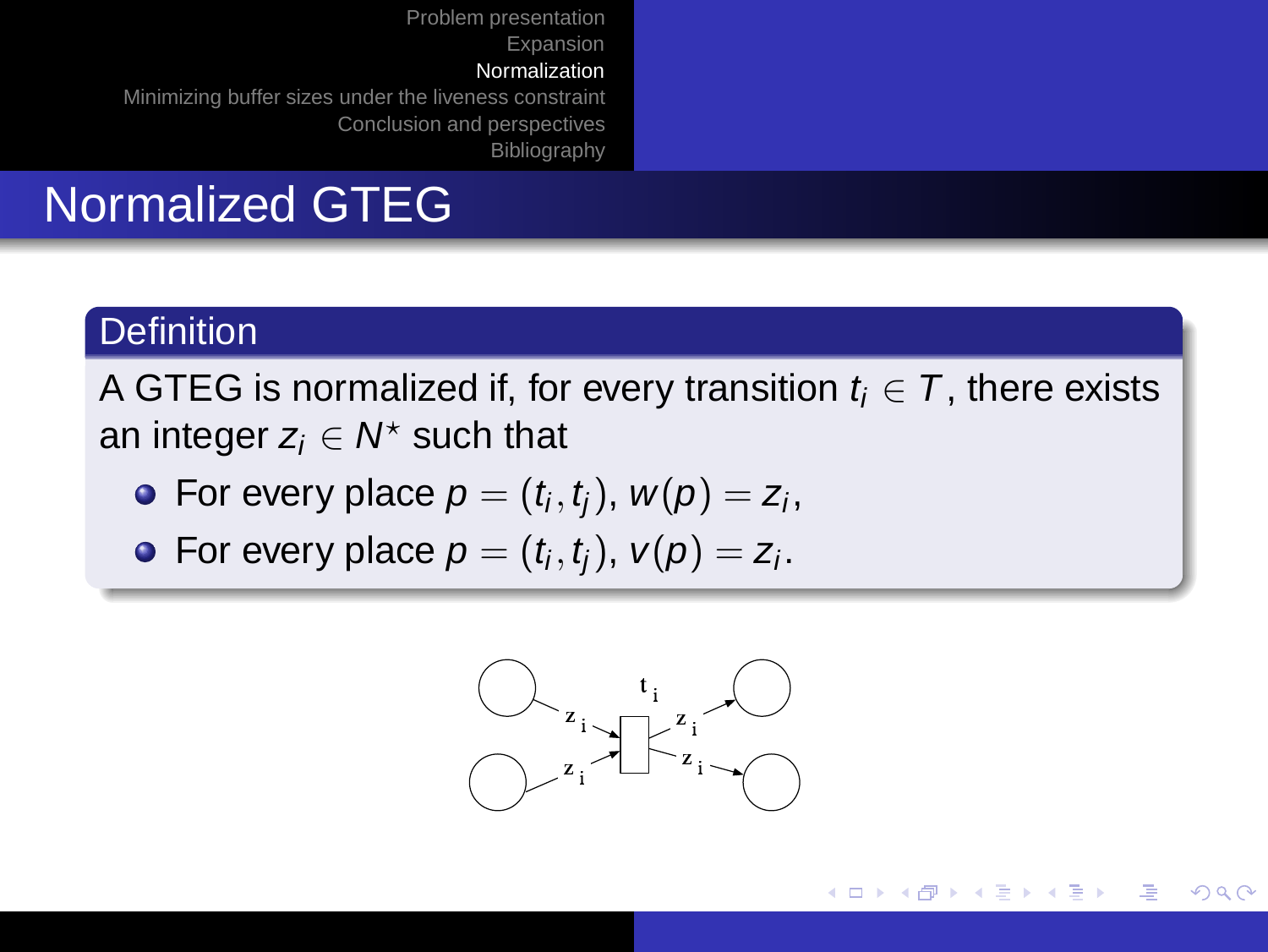## Normalized GTEG

### Definition

A GTEG is normalized if, for every transition $t_i \in T$, there exists an integer $z_i \in N^{\star}$ such that

- For every place $p = (t_i, t_j)$, $w(p) = z_i$,
- For every place $p = (t_i, t_j)$, $v(p) = z_i$.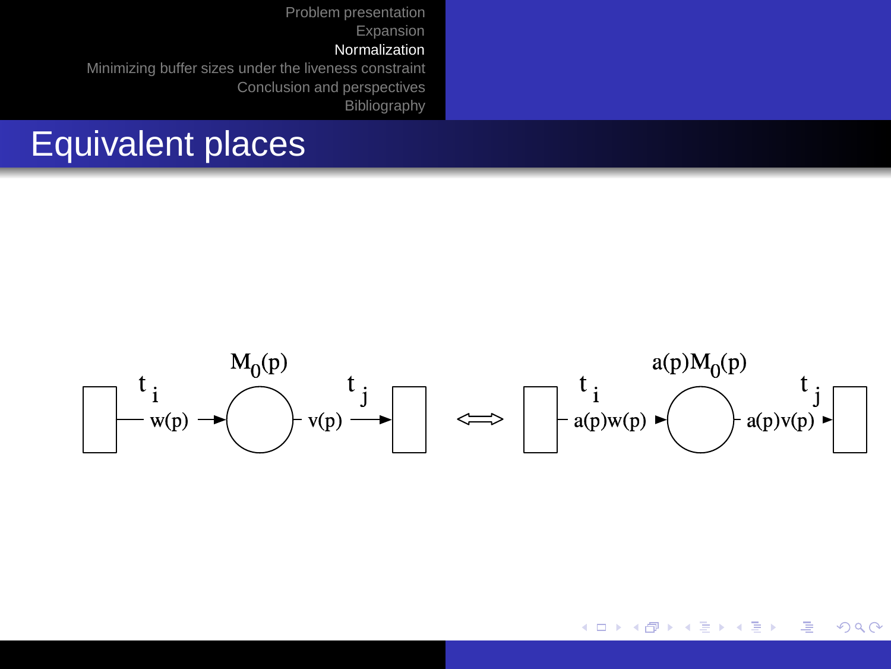# Equivalent places

$t_i$ — $w(p)$ → ( $M_0(p)$ ) — $v(p)$ → $t_j$ $\Longleftrightarrow$ $t_i$ — $a(p)w(p)$ → ( $a(p)M_0(p)$ ) — $a(p)v(p)$ → $t_j$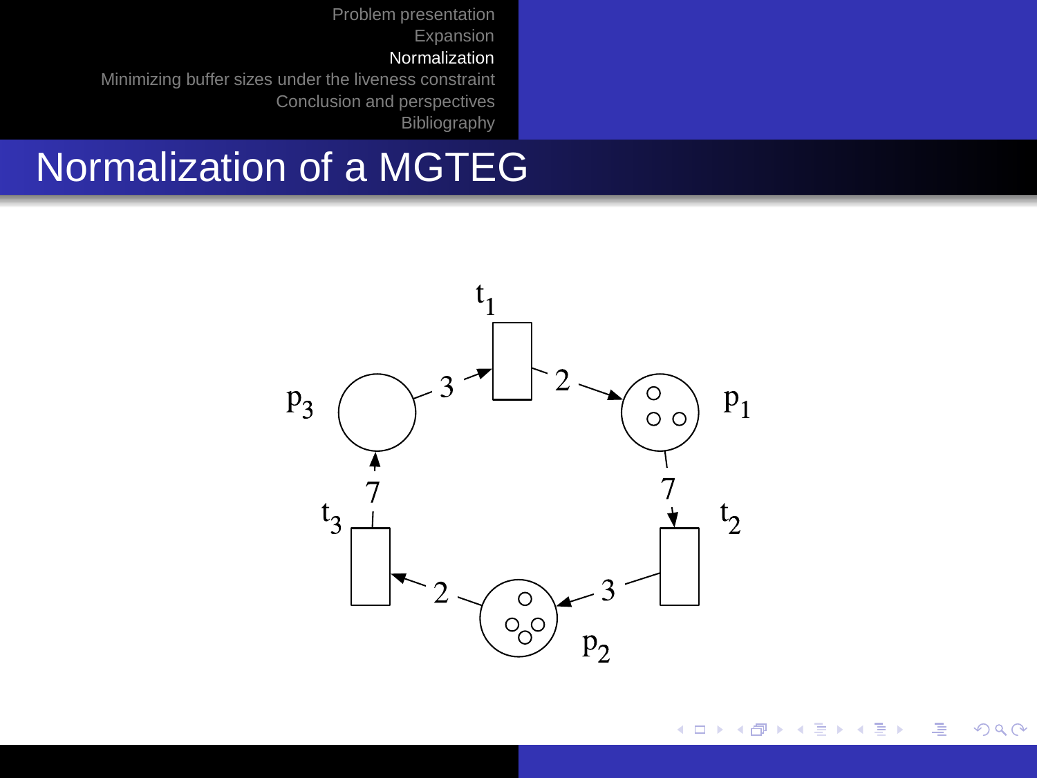# Normalization of a MGTEG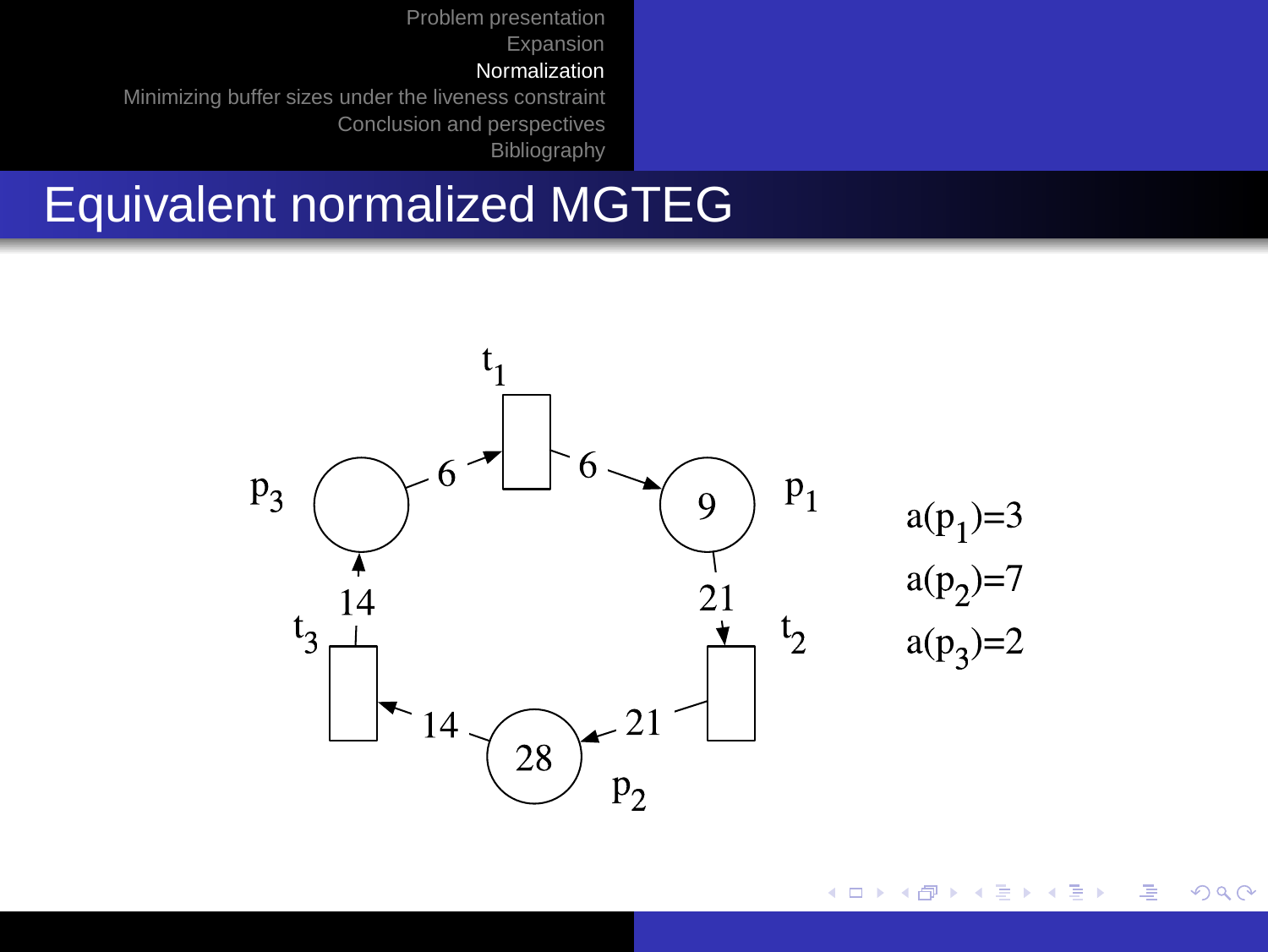## Equivalent normalized MGTEG

$a(p_1)=3$

$a(p_2)=7$

$a(p_3)=2$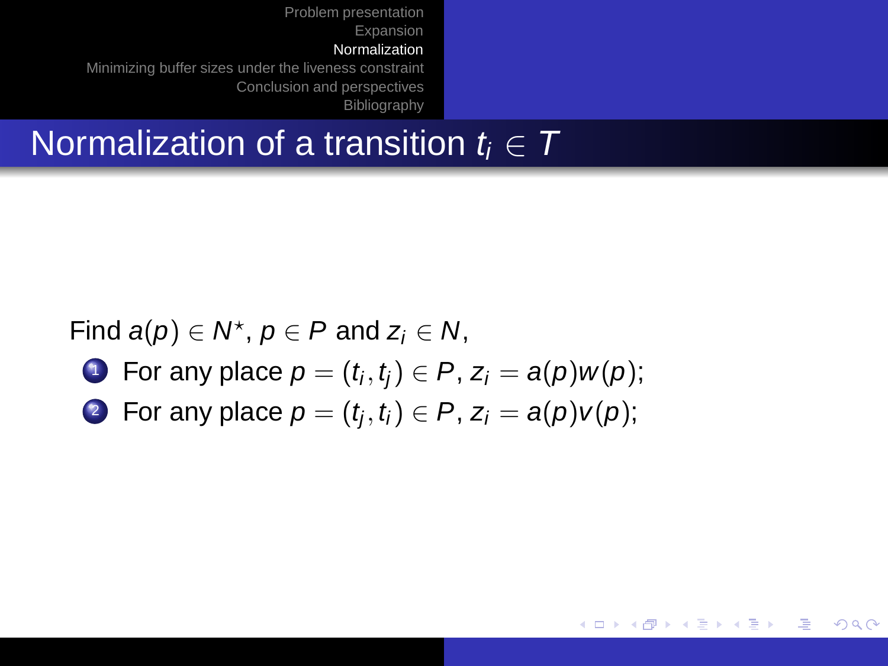# Normalization of a transition $t_i \in T$

Find $a(p) \in N^\star$, $p \in P$ and $z_i \in N$,

1. For any place $p = (t_i, t_j) \in P$, $z_i = a(p)w(p)$;
2. For any place $p = (t_j, t_i) \in P$, $z_i = a(p)v(p)$;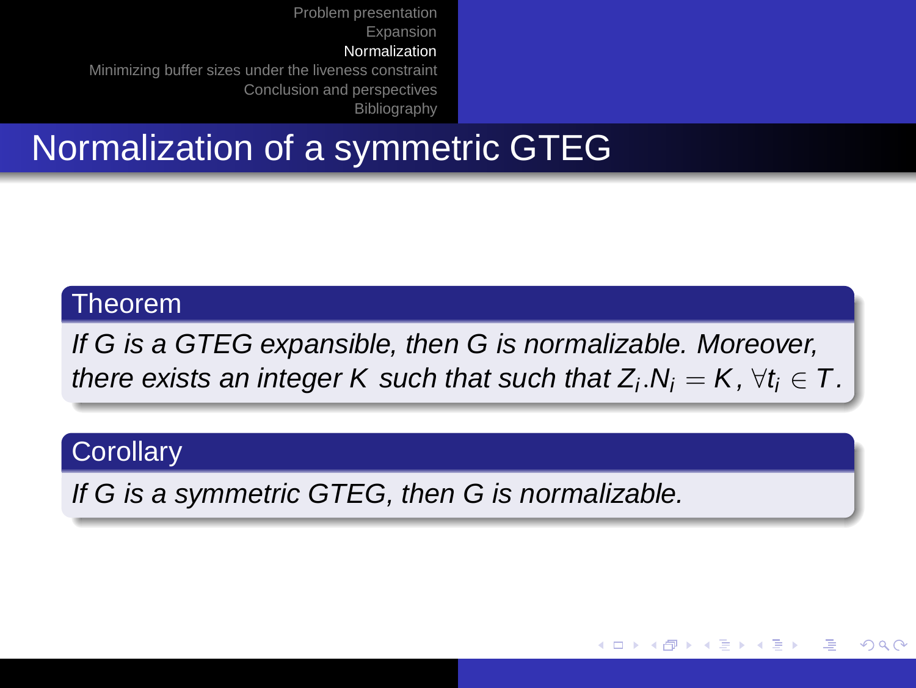# Normalization of a symmetric GTEG

**Theorem**

*If G is a GTEG expansible, then G is normalizable. Moreover, there exists an integer K such that such that* $Z_i.N_i = K, \forall t_i \in T$.

**Corollary**

*If G is a symmetric GTEG, then G is normalizable.*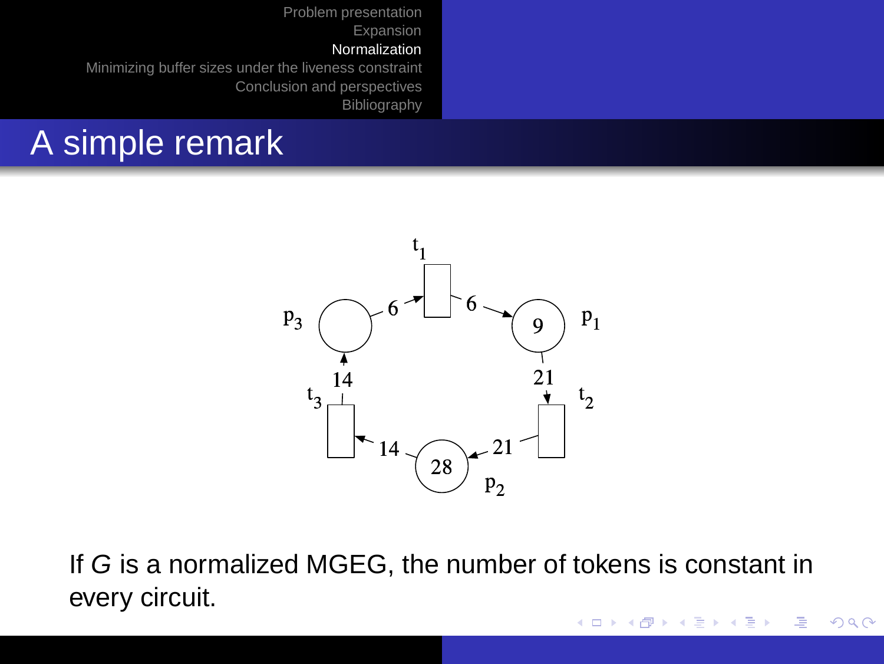# A simple remark

If $G$ is a normalized MGEG, the number of tokens is constant in every circuit.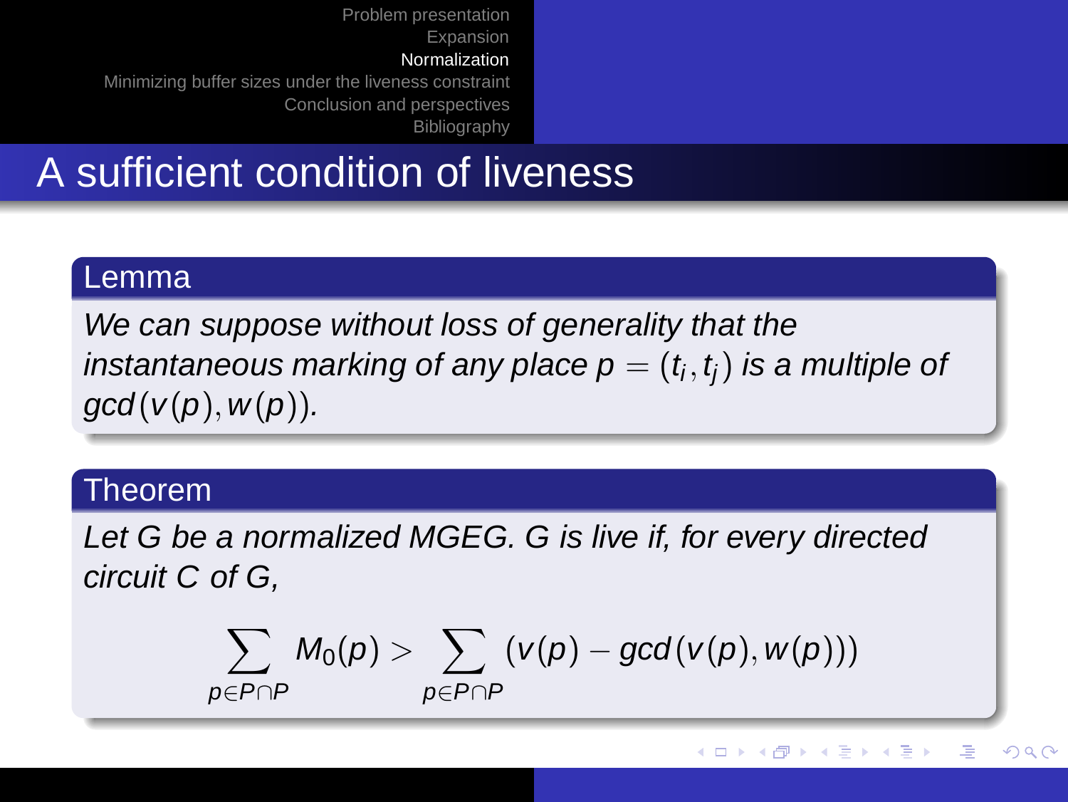# A sufficient condition of liveness

**Lemma**

*We can suppose without loss of generality that the instantaneous marking of any place $p = (t_i, t_j)$ is a multiple of $gcd(v(p), w(p))$.*

**Theorem**

*Let G be a normalized MGEG. G is live if, for every directed circuit C of G,*

$$\sum_{p \in P \cap P} M_0(p) > \sum_{p \in P \cap P} (v(p) - gcd(v(p), w(p)))$$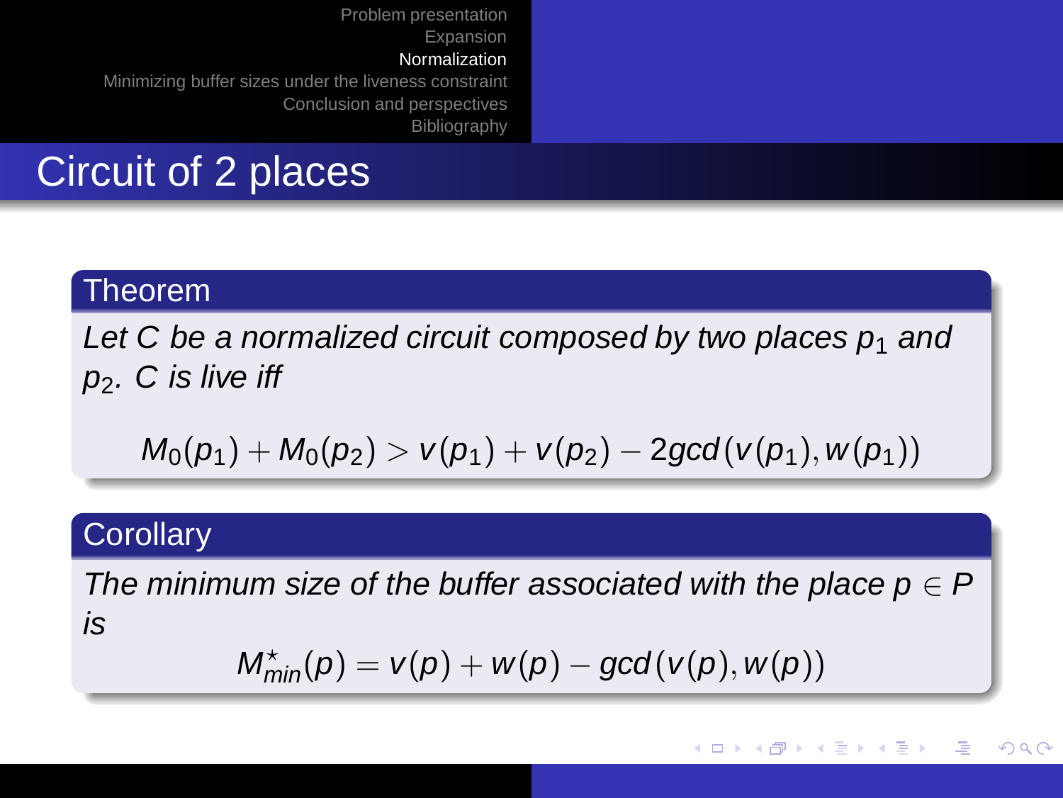# Circuit of 2 places

**Theorem**

*Let $C$ be a normalized circuit composed by two places $p_1$ and $p_2$. $C$ is live iff*

$$M_0(p_1) + M_0(p_2) > v(p_1) + v(p_2) - 2gcd(v(p_1), w(p_1))$$

**Corollary**

*The minimum size of the buffer associated with the place $p \in P$ is*

$$M^{\star}_{min}(p) = v(p) + w(p) - gcd(v(p), w(p))$$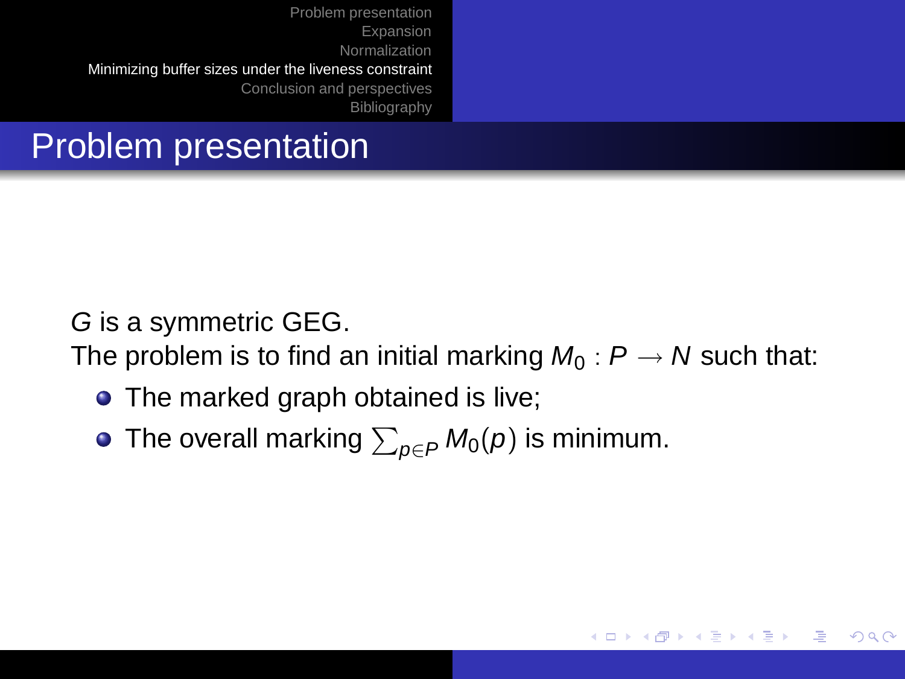# Problem presentation

$G$ is a symmetric GEG.
The problem is to find an initial marking $M_0 : P \longrightarrow N$ such that:

- The marked graph obtained is live;
- The overall marking $\sum_{p \in P} M_0(p)$ is minimum.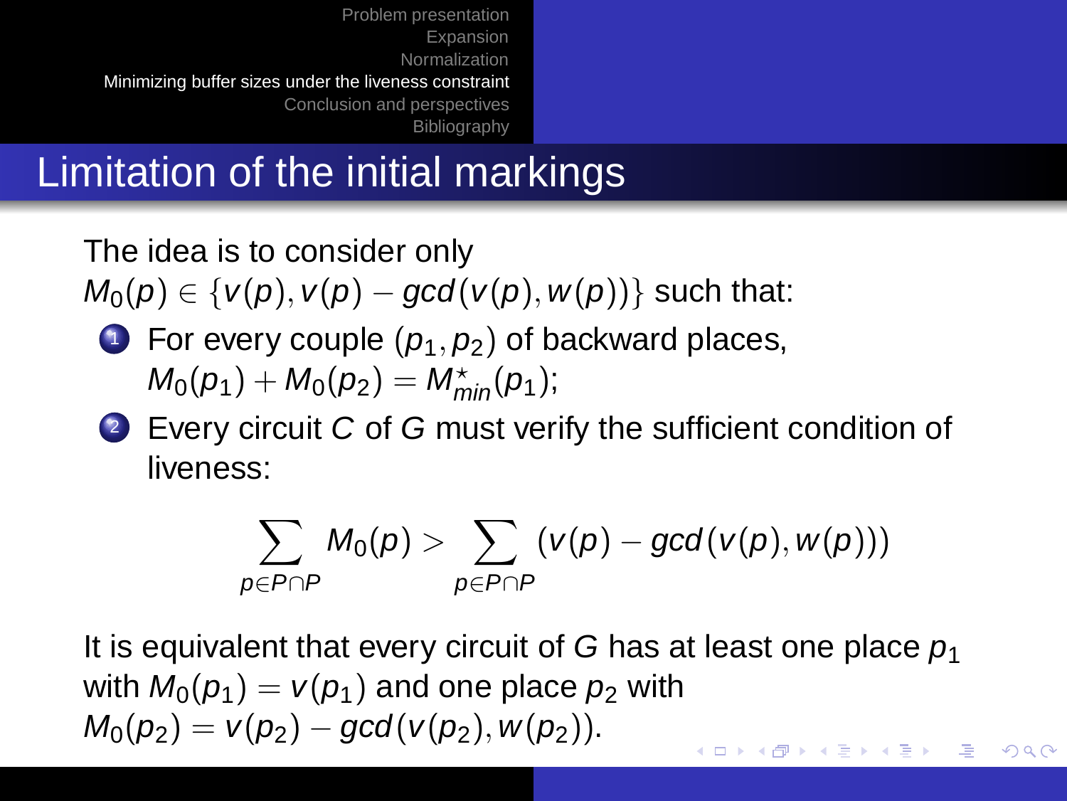## Limitation of the initial markings

The idea is to consider only $M_0(p) \in \{v(p), v(p) - gcd(v(p), w(p))\}$ such that:

1. For every couple $(p_1, p_2)$ of backward places, $M_0(p_1) + M_0(p_2) = M^{\star}_{min}(p_1)$;
2. Every circuit $C$ of $G$ must verify the sufficient condition of liveness:

$$\sum_{p \in P \cap P} M_0(p) > \sum_{p \in P \cap P} (v(p) - gcd(v(p), w(p)))$$

It is equivalent that every circuit of $G$ has at least one place $p_1$ with $M_0(p_1) = v(p_1)$ and one place $p_2$ with $M_0(p_2) = v(p_2) - gcd(v(p_2), w(p_2))$.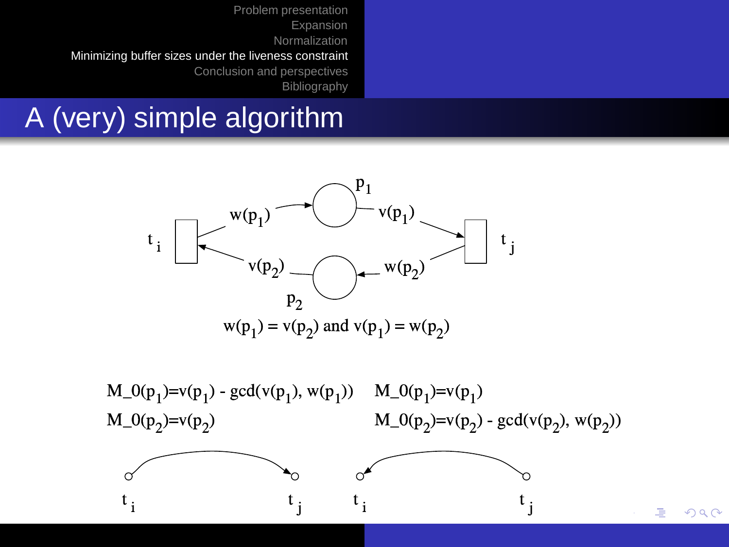## A (very) simple algorithm

$p_1$, $p_2$, $t_i$, $t_j$

$w(p_1)$, $v(p_1)$, $v(p_2)$, $w(p_2)$

$w(p_1) = v(p_2)$ and $v(p_1) = w(p_2)$

| | |
|---|---|
| $M\_0(p_1)=v(p_1) - \gcd(v(p_1), w(p_1))$ | $M\_0(p_1)=v(p_1)$ |
| $M\_0(p_2)=v(p_2)$ | $M\_0(p_2)=v(p_2) - \gcd(v(p_2), w(p_2))$ |
| $t_i \rightarrow t_j$ | $t_i \leftarrow t_j$ |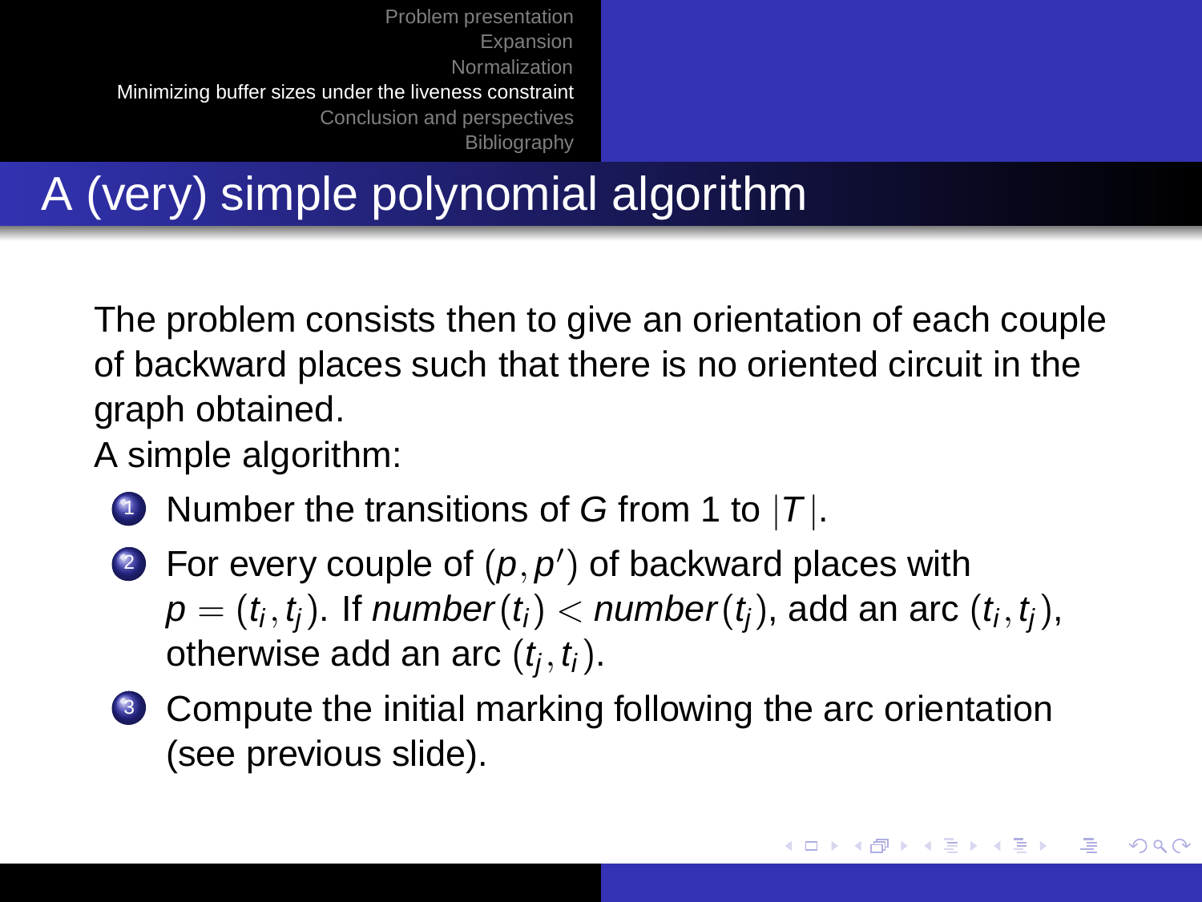# A (very) simple polynomial algorithm

The problem consists then to give an orientation of each couple of backward places such that there is no oriented circuit in the graph obtained.

A simple algorithm:

1. Number the transitions of $G$ from 1 to $|T|$.
2. For every couple of $(p, p')$ of backward places with $p = (t_i, t_j)$. If $number(t_i) < number(t_j)$, add an arc $(t_i, t_j)$, otherwise add an arc $(t_j, t_i)$.
3. Compute the initial marking following the arc orientation (see previous slide).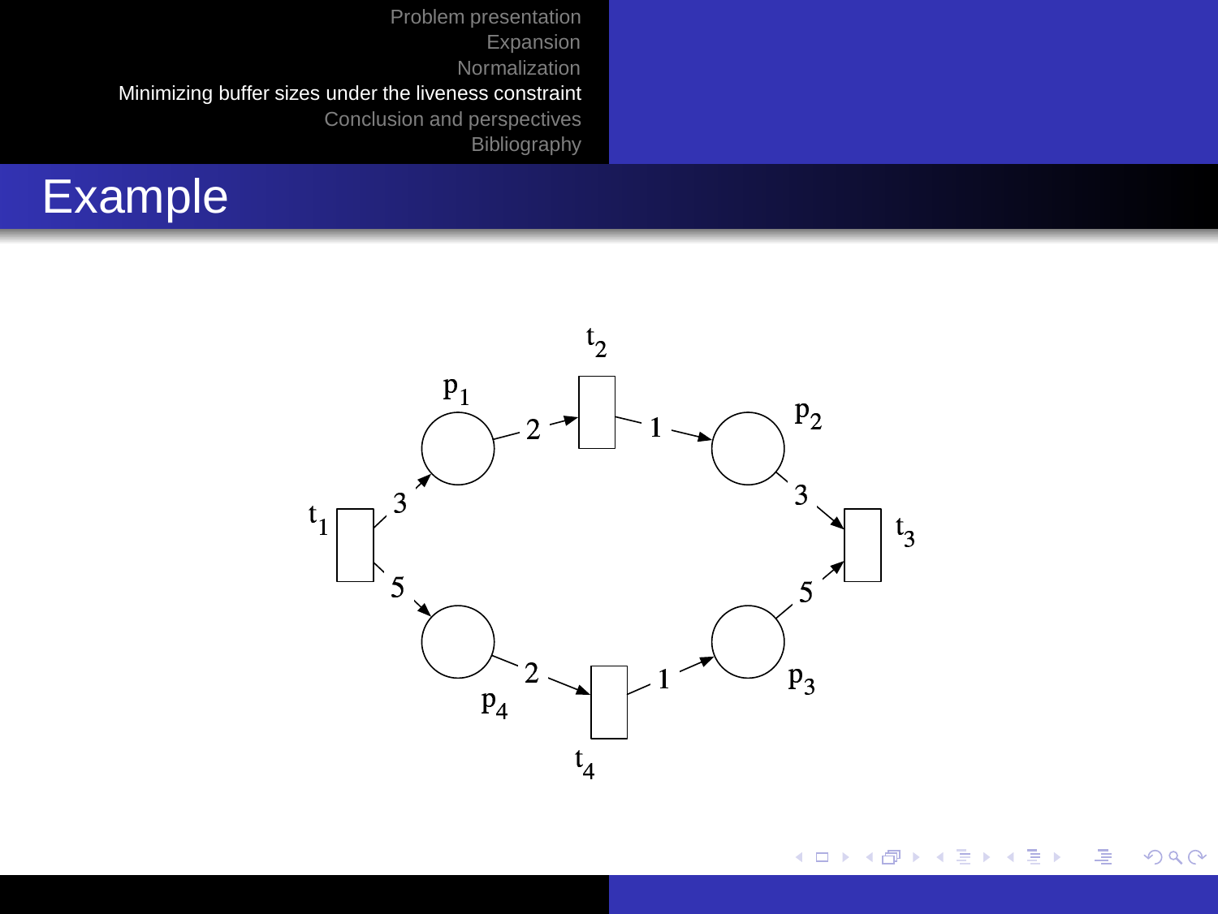# Example

$t_2$

$p_1$

$p_2$

$t_1$

$t_3$

$p_4$

$p_3$

$t_4$

2, 1, 3, 3, 5, 5, 2, 1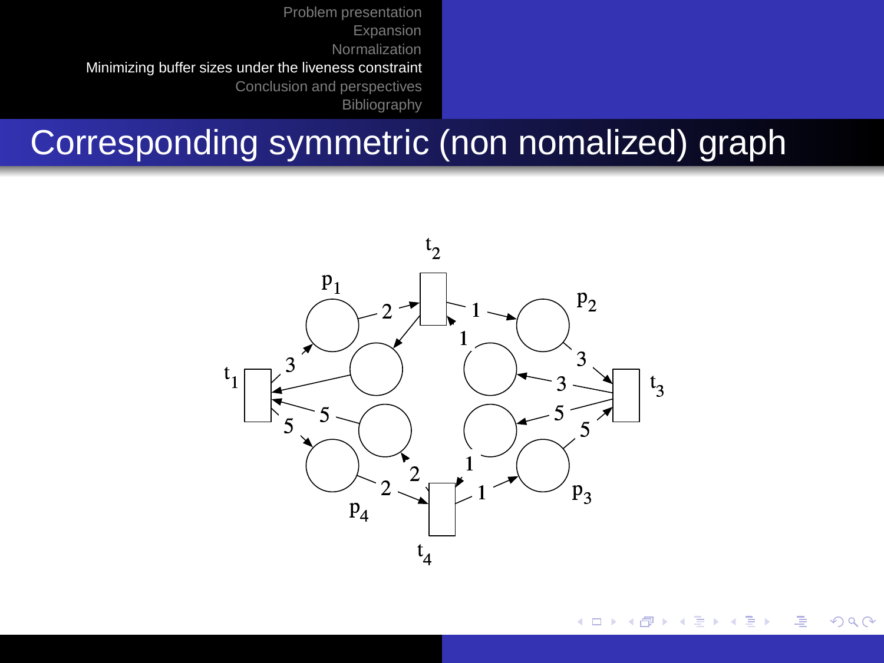# Corresponding symmetric (non nomalized) graph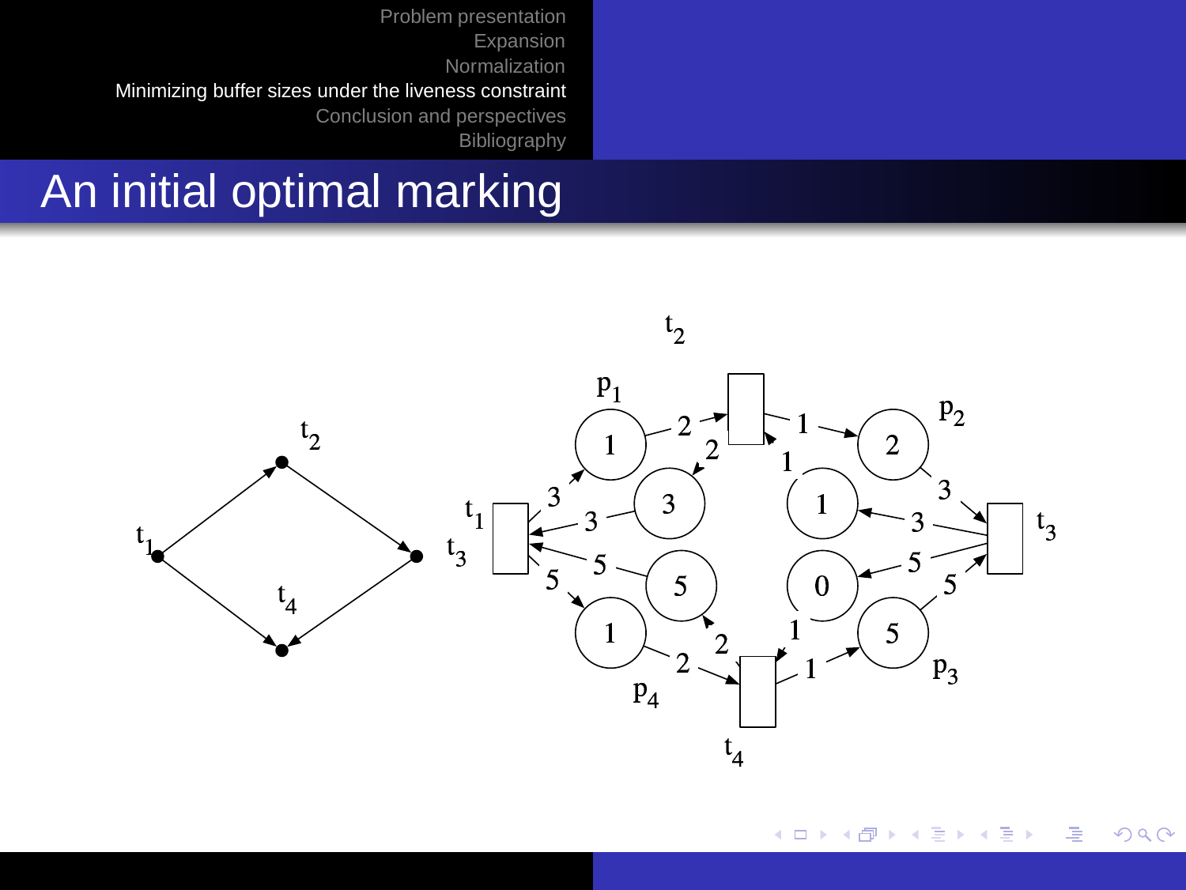# An initial optimal marking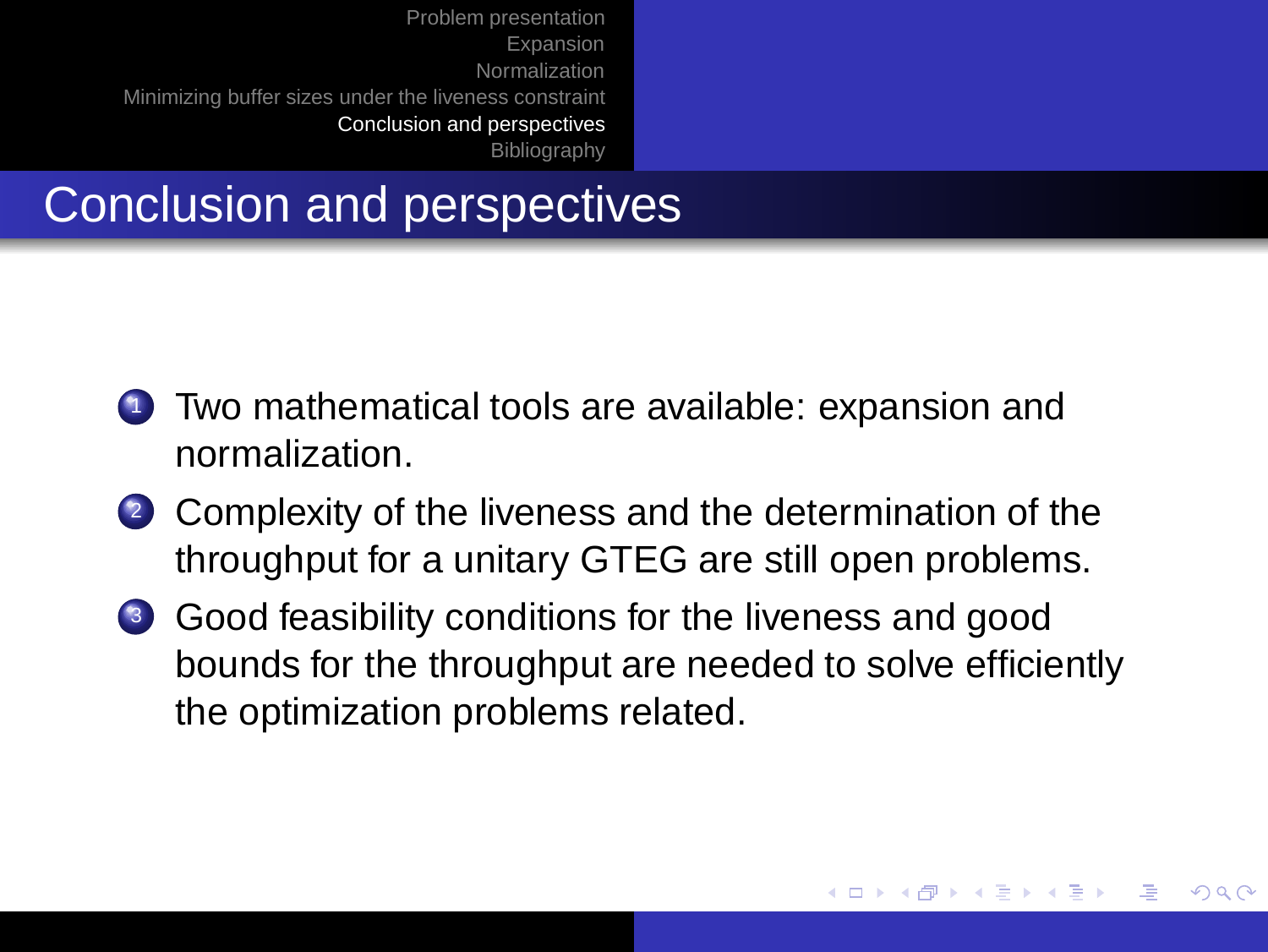# Conclusion and perspectives

1. Two mathematical tools are available: expansion and normalization.
2. Complexity of the liveness and the determination of the throughput for a unitary GTEG are still open problems.
3. Good feasibility conditions for the liveness and good bounds for the throughput are needed to solve efficiently the optimization problems related.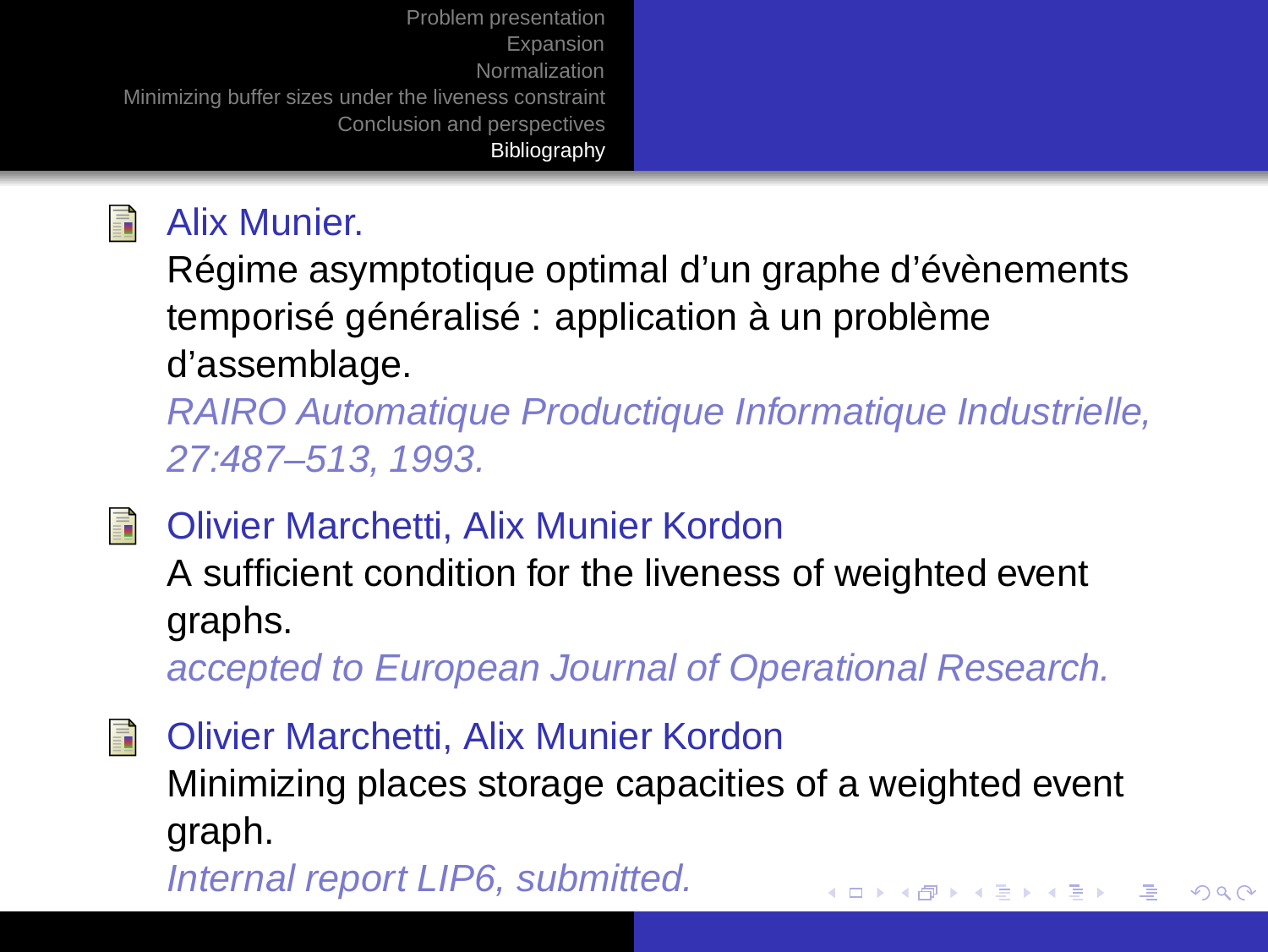- Alix Munier.
  Régime asymptotique optimal d'un graphe d'évènements temporisé généralisé : application à un problème d'assemblage.
  *RAIRO Automatique Productique Informatique Industrielle, 27:487–513, 1993.*

- Olivier Marchetti, Alix Munier Kordon
  A sufficient condition for the liveness of weighted event graphs.
  *accepted to European Journal of Operational Research.*

- Olivier Marchetti, Alix Munier Kordon
  Minimizing places storage capacities of a weighted event graph.
  *Internal report LIP6, submitted.*